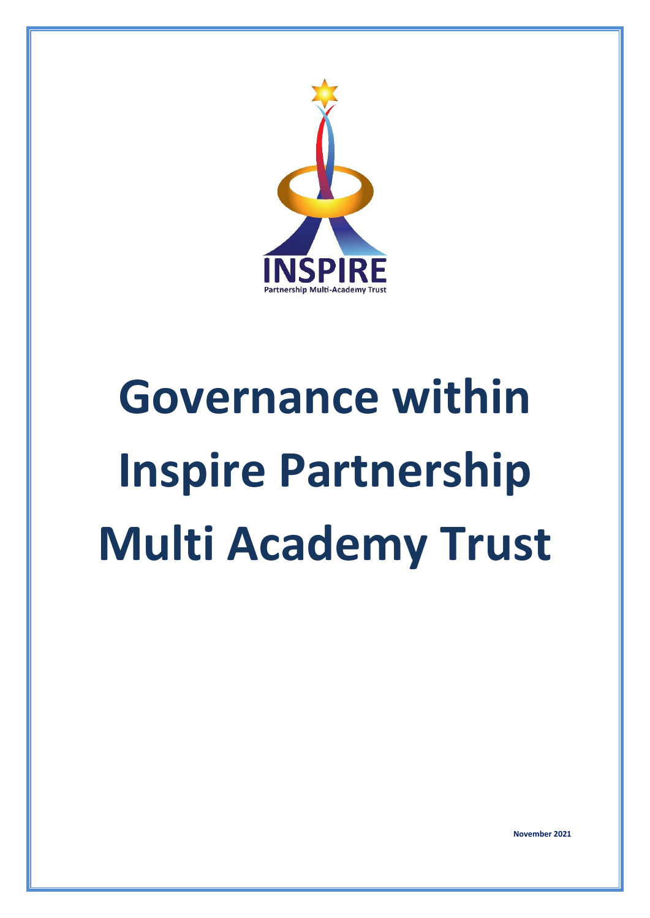INSPIRE

Partnership Multi-Academy Trust

# Governance within Inspire Partnership Multi Academy Trust

**November 2021**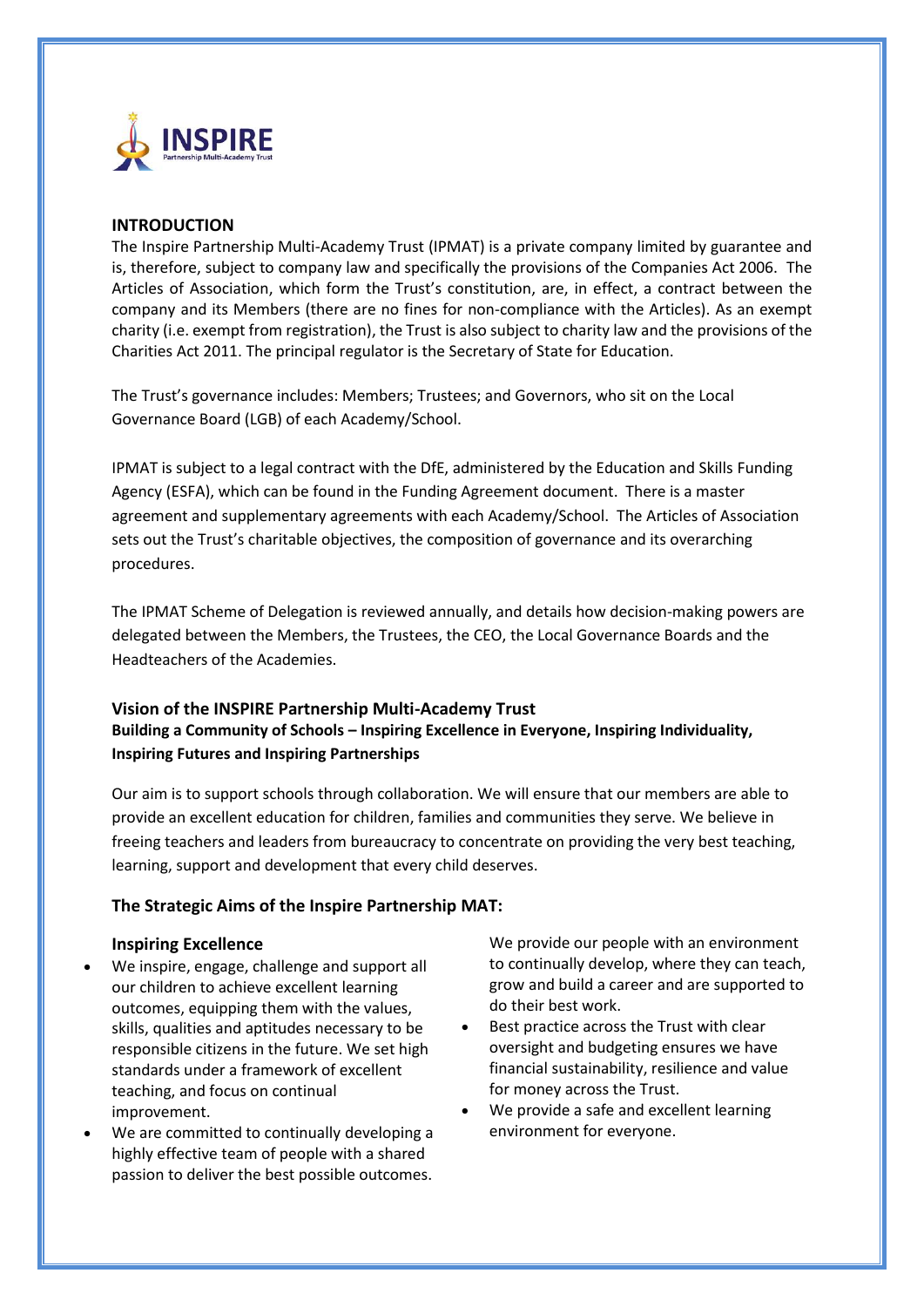## INTRODUCTION

The Inspire Partnership Multi-Academy Trust (IPMAT) is a private company limited by guarantee and is, therefore, subject to company law and specifically the provisions of the Companies Act 2006. The Articles of Association, which form the Trust's constitution, are, in effect, a contract between the company and its Members (there are no fines for non-compliance with the Articles). As an exempt charity (i.e. exempt from registration), the Trust is also subject to charity law and the provisions of the Charities Act 2011. The principal regulator is the Secretary of State for Education.

The Trust's governance includes: Members; Trustees; and Governors, who sit on the Local Governance Board (LGB) of each Academy/School.

IPMAT is subject to a legal contract with the DfE, administered by the Education and Skills Funding Agency (ESFA), which can be found in the Funding Agreement document. There is a master agreement and supplementary agreements with each Academy/School. The Articles of Association sets out the Trust's charitable objectives, the composition of governance and its overarching procedures.

The IPMAT Scheme of Delegation is reviewed annually, and details how decision-making powers are delegated between the Members, the Trustees, the CEO, the Local Governance Boards and the Headteachers of the Academies.

### Vision of the INSPIRE Partnership Multi-Academy Trust

**Building a Community of Schools – Inspiring Excellence in Everyone, Inspiring Individuality, Inspiring Futures and Inspiring Partnerships**

Our aim is to support schools through collaboration. We will ensure that our members are able to provide an excellent education for children, families and communities they serve. We believe in freeing teachers and leaders from bureaucracy to concentrate on providing the very best teaching, learning, support and development that every child deserves.

### The Strategic Aims of the Inspire Partnership MAT:

#### Inspiring Excellence

- We inspire, engage, challenge and support all our children to achieve excellent learning outcomes, equipping them with the values, skills, qualities and aptitudes necessary to be responsible citizens in the future. We set high standards under a framework of excellent teaching, and focus on continual improvement.
- We are committed to continually developing a highly effective team of people with a shared passion to deliver the best possible outcomes. We provide our people with an environment to continually develop, where they can teach, grow and build a career and are supported to do their best work.
- Best practice across the Trust with clear oversight and budgeting ensures we have financial sustainability, resilience and value for money across the Trust.
- We provide a safe and excellent learning environment for everyone.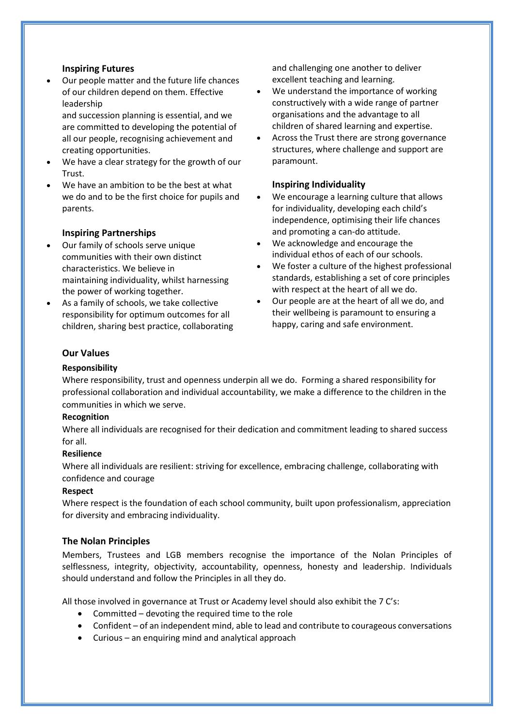### Inspiring Futures

- Our people matter and the future life chances of our children depend on them. Effective leadership and succession planning is essential, and we are committed to developing the potential of all our people, recognising achievement and creating opportunities.
- We have a clear strategy for the growth of our Trust.
- We have an ambition to be the best at what we do and to be the first choice for pupils and parents.

### Inspiring Partnerships

- Our family of schools serve unique communities with their own distinct characteristics. We believe in maintaining individuality, whilst harnessing the power of working together.
- As a family of schools, we take collective responsibility for optimum outcomes for all children, sharing best practice, collaborating and challenging one another to deliver excellent teaching and learning.
- We understand the importance of working constructively with a wide range of partner organisations and the advantage to all children of shared learning and expertise.
- Across the Trust there are strong governance structures, where challenge and support are paramount.

### Inspiring Individuality

- We encourage a learning culture that allows for individuality, developing each child's independence, optimising their life chances and promoting a can-do attitude.
- We acknowledge and encourage the individual ethos of each of our schools.
- We foster a culture of the highest professional standards, establishing a set of core principles with respect at the heart of all we do.
- Our people are at the heart of all we do, and their wellbeing is paramount to ensuring a happy, caring and safe environment.

## Our Values

**Responsibility**

Where responsibility, trust and openness underpin all we do. Forming a shared responsibility for professional collaboration and individual accountability, we make a difference to the children in the communities in which we serve.

**Recognition**

Where all individuals are recognised for their dedication and commitment leading to shared success for all.

**Resilience**

Where all individuals are resilient: striving for excellence, embracing challenge, collaborating with confidence and courage

**Respect**

Where respect is the foundation of each school community, built upon professionalism, appreciation for diversity and embracing individuality.

## The Nolan Principles

Members, Trustees and LGB members recognise the importance of the Nolan Principles of selflessness, integrity, objectivity, accountability, openness, honesty and leadership. Individuals should understand and follow the Principles in all they do.

All those involved in governance at Trust or Academy level should also exhibit the 7 C's:

- Committed – devoting the required time to the role
- Confident – of an independent mind, able to lead and contribute to courageous conversations
- Curious – an enquiring mind and analytical approach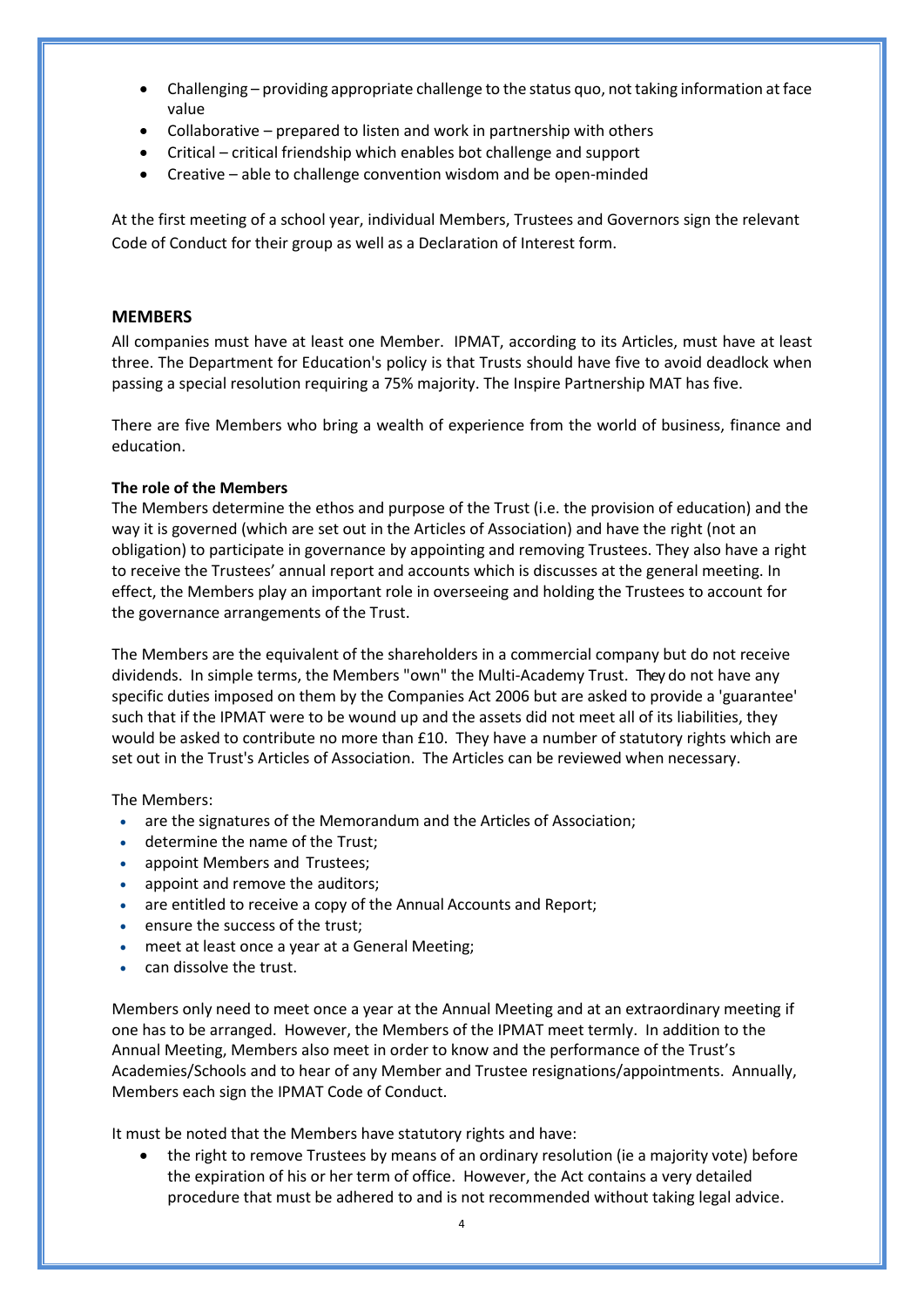- Challenging – providing appropriate challenge to the status quo, not taking information at face value
- Collaborative – prepared to listen and work in partnership with others
- Critical – critical friendship which enables bot challenge and support
- Creative – able to challenge convention wisdom and be open-minded

At the first meeting of a school year, individual Members, Trustees and Governors sign the relevant Code of Conduct for their group as well as a Declaration of Interest form.

## MEMBERS

All companies must have at least one Member. IPMAT, according to its Articles, must have at least three. The Department for Education's policy is that Trusts should have five to avoid deadlock when passing a special resolution requiring a 75% majority. The Inspire Partnership MAT has five.

There are five Members who bring a wealth of experience from the world of business, finance and education.

### The role of the Members

The Members determine the ethos and purpose of the Trust (i.e. the provision of education) and the way it is governed (which are set out in the Articles of Association) and have the right (not an obligation) to participate in governance by appointing and removing Trustees. They also have a right to receive the Trustees' annual report and accounts which is discusses at the general meeting. In effect, the Members play an important role in overseeing and holding the Trustees to account for the governance arrangements of the Trust.

The Members are the equivalent of the shareholders in a commercial company but do not receive dividends. In simple terms, the Members "own" the Multi-Academy Trust. They do not have any specific duties imposed on them by the Companies Act 2006 but are asked to provide a 'guarantee' such that if the IPMAT were to be wound up and the assets did not meet all of its liabilities, they would be asked to contribute no more than £10. They have a number of statutory rights which are set out in the Trust's Articles of Association. The Articles can be reviewed when necessary.

The Members:

- are the signatures of the Memorandum and the Articles of Association;
- determine the name of the Trust;
- appoint Members and Trustees;
- appoint and remove the auditors;
- are entitled to receive a copy of the Annual Accounts and Report;
- ensure the success of the trust;
- meet at least once a year at a General Meeting;
- can dissolve the trust.

Members only need to meet once a year at the Annual Meeting and at an extraordinary meeting if one has to be arranged. However, the Members of the IPMAT meet termly. In addition to the Annual Meeting, Members also meet in order to know and the performance of the Trust's Academies/Schools and to hear of any Member and Trustee resignations/appointments. Annually, Members each sign the IPMAT Code of Conduct.

It must be noted that the Members have statutory rights and have:

- the right to remove Trustees by means of an ordinary resolution (ie a majority vote) before the expiration of his or her term of office. However, the Act contains a very detailed procedure that must be adhered to and is not recommended without taking legal advice.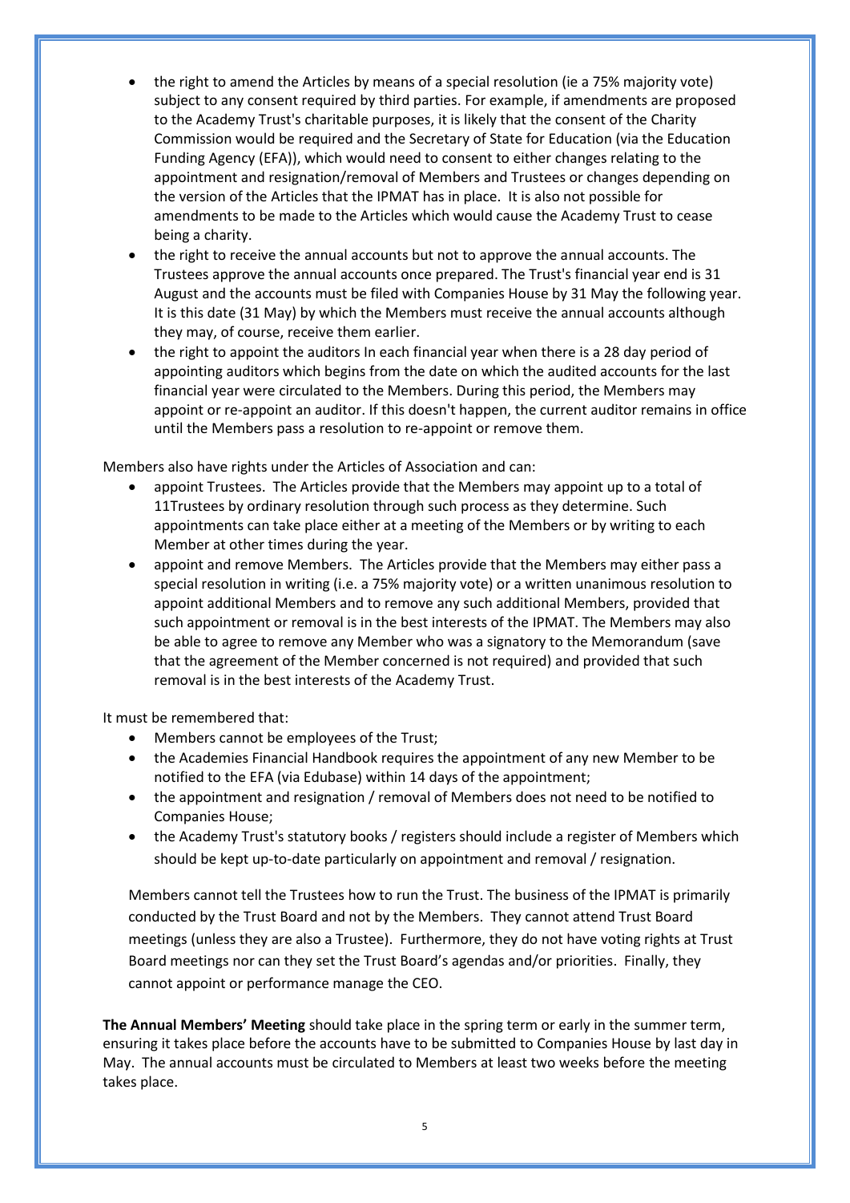- the right to amend the Articles by means of a special resolution (ie a 75% majority vote) subject to any consent required by third parties. For example, if amendments are proposed to the Academy Trust's charitable purposes, it is likely that the consent of the Charity Commission would be required and the Secretary of State for Education (via the Education Funding Agency (EFA)), which would need to consent to either changes relating to the appointment and resignation/removal of Members and Trustees or changes depending on the version of the Articles that the IPMAT has in place. It is also not possible for amendments to be made to the Articles which would cause the Academy Trust to cease being a charity.
- the right to receive the annual accounts but not to approve the annual accounts. The Trustees approve the annual accounts once prepared. The Trust's financial year end is 31 August and the accounts must be filed with Companies House by 31 May the following year. It is this date (31 May) by which the Members must receive the annual accounts although they may, of course, receive them earlier.
- the right to appoint the auditors In each financial year when there is a 28 day period of appointing auditors which begins from the date on which the audited accounts for the last financial year were circulated to the Members. During this period, the Members may appoint or re-appoint an auditor. If this doesn't happen, the current auditor remains in office until the Members pass a resolution to re-appoint or remove them.

Members also have rights under the Articles of Association and can:

- appoint Trustees. The Articles provide that the Members may appoint up to a total of 11Trustees by ordinary resolution through such process as they determine. Such appointments can take place either at a meeting of the Members or by writing to each Member at other times during the year.
- appoint and remove Members. The Articles provide that the Members may either pass a special resolution in writing (i.e. a 75% majority vote) or a written unanimous resolution to appoint additional Members and to remove any such additional Members, provided that such appointment or removal is in the best interests of the IPMAT. The Members may also be able to agree to remove any Member who was a signatory to the Memorandum (save that the agreement of the Member concerned is not required) and provided that such removal is in the best interests of the Academy Trust.

It must be remembered that:

- Members cannot be employees of the Trust;
- the Academies Financial Handbook requires the appointment of any new Member to be notified to the EFA (via Edubase) within 14 days of the appointment;
- the appointment and resignation / removal of Members does not need to be notified to Companies House;
- the Academy Trust's statutory books / registers should include a register of Members which should be kept up-to-date particularly on appointment and removal / resignation.

Members cannot tell the Trustees how to run the Trust. The business of the IPMAT is primarily conducted by the Trust Board and not by the Members. They cannot attend Trust Board meetings (unless they are also a Trustee). Furthermore, they do not have voting rights at Trust Board meetings nor can they set the Trust Board's agendas and/or priorities. Finally, they cannot appoint or performance manage the CEO.

**The Annual Members' Meeting** should take place in the spring term or early in the summer term, ensuring it takes place before the accounts have to be submitted to Companies House by last day in May. The annual accounts must be circulated to Members at least two weeks before the meeting takes place.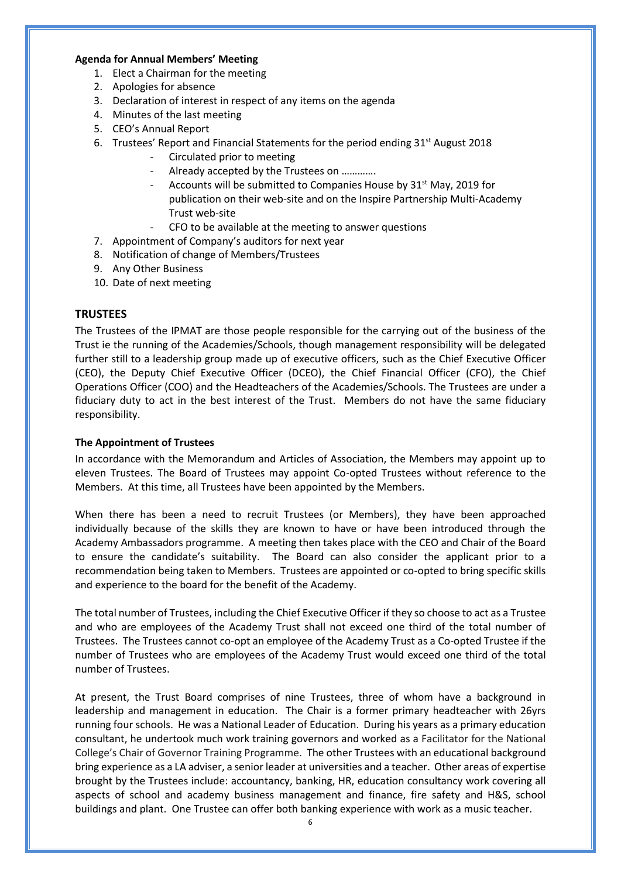**Agenda for Annual Members' Meeting**

1. Elect a Chairman for the meeting
2. Apologies for absence
3. Declaration of interest in respect of any items on the agenda
4. Minutes of the last meeting
5. CEO's Annual Report
6. Trustees' Report and Financial Statements for the period ending 31st August 2018
    - Circulated prior to meeting
    - Already accepted by the Trustees on ………….
    - Accounts will be submitted to Companies House by 31st May, 2019 for publication on their web-site and on the Inspire Partnership Multi-Academy Trust web-site
    - CFO to be available at the meeting to answer questions
7. Appointment of Company's auditors for next year
8. Notification of change of Members/Trustees
9. Any Other Business
10. Date of next meeting

## TRUSTEES

The Trustees of the IPMAT are those people responsible for the carrying out of the business of the Trust ie the running of the Academies/Schools, though management responsibility will be delegated further still to a leadership group made up of executive officers, such as the Chief Executive Officer (CEO), the Deputy Chief Executive Officer (DCEO), the Chief Financial Officer (CFO), the Chief Operations Officer (COO) and the Headteachers of the Academies/Schools. The Trustees are under a fiduciary duty to act in the best interest of the Trust. Members do not have the same fiduciary responsibility.

**The Appointment of Trustees**

In accordance with the Memorandum and Articles of Association, the Members may appoint up to eleven Trustees. The Board of Trustees may appoint Co-opted Trustees without reference to the Members. At this time, all Trustees have been appointed by the Members.

When there has been a need to recruit Trustees (or Members), they have been approached individually because of the skills they are known to have or have been introduced through the Academy Ambassadors programme. A meeting then takes place with the CEO and Chair of the Board to ensure the candidate's suitability. The Board can also consider the applicant prior to a recommendation being taken to Members. Trustees are appointed or co-opted to bring specific skills and experience to the board for the benefit of the Academy.

The total number of Trustees, including the Chief Executive Officer if they so choose to act as a Trustee and who are employees of the Academy Trust shall not exceed one third of the total number of Trustees. The Trustees cannot co-opt an employee of the Academy Trust as a Co-opted Trustee if the number of Trustees who are employees of the Academy Trust would exceed one third of the total number of Trustees.

At present, the Trust Board comprises of nine Trustees, three of whom have a background in leadership and management in education. The Chair is a former primary headteacher with 26yrs running four schools. He was a National Leader of Education. During his years as a primary education consultant, he undertook much work training governors and worked as a Facilitator for the National College's Chair of Governor Training Programme. The other Trustees with an educational background bring experience as a LA adviser, a senior leader at universities and a teacher. Other areas of expertise brought by the Trustees include: accountancy, banking, HR, education consultancy work covering all aspects of school and academy business management and finance, fire safety and H&S, school buildings and plant. One Trustee can offer both banking experience with work as a music teacher.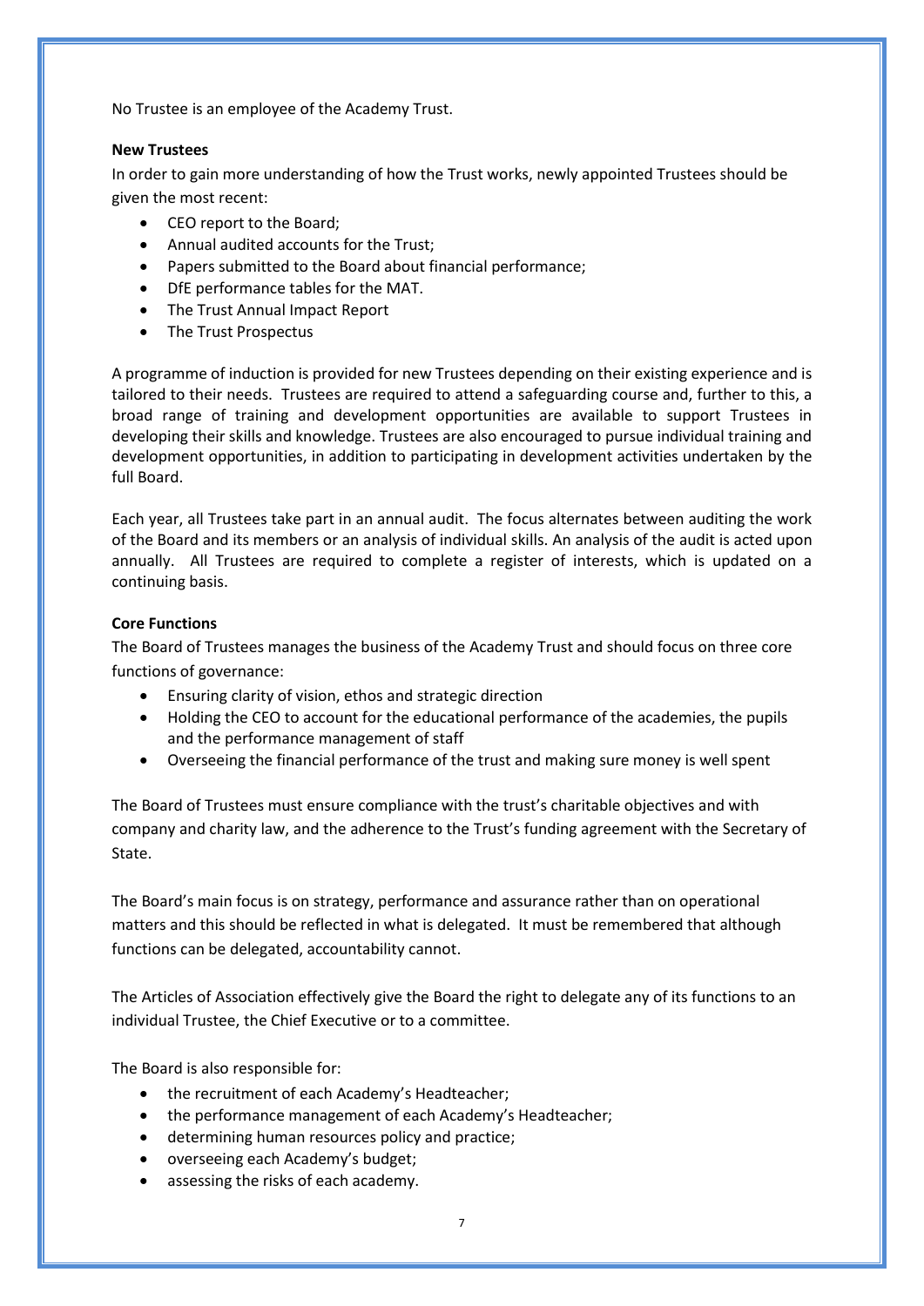No Trustee is an employee of the Academy Trust.

**New Trustees**

In order to gain more understanding of how the Trust works, newly appointed Trustees should be given the most recent:

- CEO report to the Board;
- Annual audited accounts for the Trust;
- Papers submitted to the Board about financial performance;
- DfE performance tables for the MAT.
- The Trust Annual Impact Report
- The Trust Prospectus

A programme of induction is provided for new Trustees depending on their existing experience and is tailored to their needs. Trustees are required to attend a safeguarding course and, further to this, a broad range of training and development opportunities are available to support Trustees in developing their skills and knowledge. Trustees are also encouraged to pursue individual training and development opportunities, in addition to participating in development activities undertaken by the full Board.

Each year, all Trustees take part in an annual audit. The focus alternates between auditing the work of the Board and its members or an analysis of individual skills. An analysis of the audit is acted upon annually. All Trustees are required to complete a register of interests, which is updated on a continuing basis.

**Core Functions**

The Board of Trustees manages the business of the Academy Trust and should focus on three core functions of governance:

- Ensuring clarity of vision, ethos and strategic direction
- Holding the CEO to account for the educational performance of the academies, the pupils and the performance management of staff
- Overseeing the financial performance of the trust and making sure money is well spent

The Board of Trustees must ensure compliance with the trust's charitable objectives and with company and charity law, and the adherence to the Trust's funding agreement with the Secretary of State.

The Board's main focus is on strategy, performance and assurance rather than on operational matters and this should be reflected in what is delegated. It must be remembered that although functions can be delegated, accountability cannot.

The Articles of Association effectively give the Board the right to delegate any of its functions to an individual Trustee, the Chief Executive or to a committee.

The Board is also responsible for:

- the recruitment of each Academy's Headteacher;
- the performance management of each Academy's Headteacher;
- determining human resources policy and practice;
- overseeing each Academy's budget;
- assessing the risks of each academy.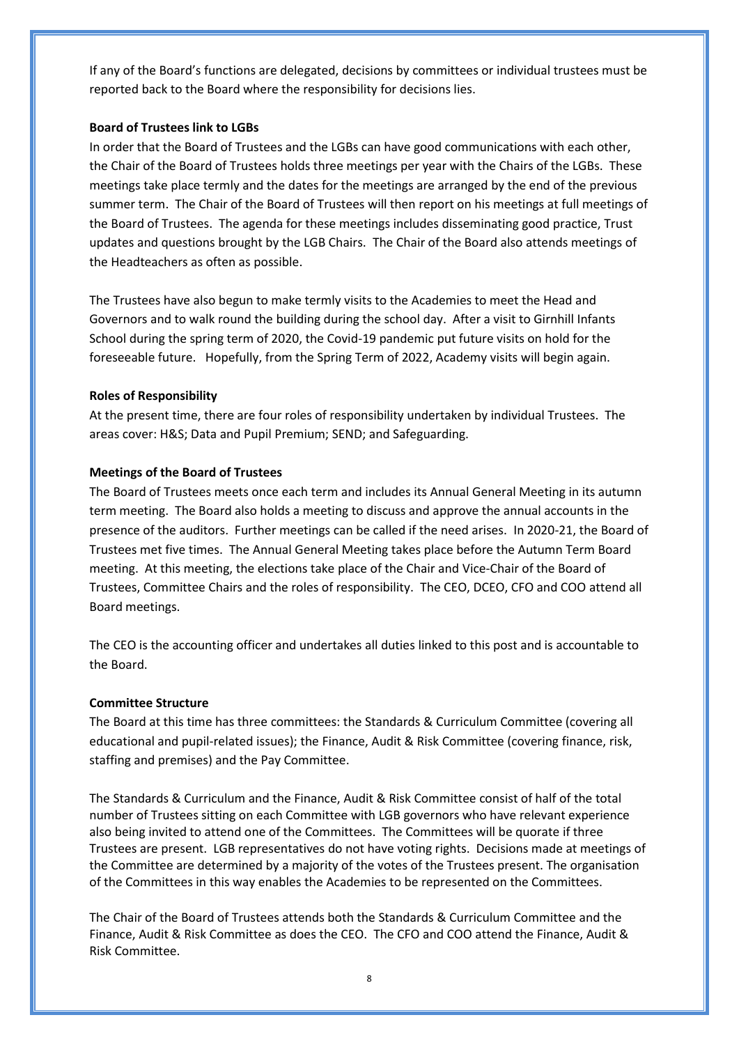If any of the Board's functions are delegated, decisions by committees or individual trustees must be reported back to the Board where the responsibility for decisions lies.

**Board of Trustees link to LGBs**

In order that the Board of Trustees and the LGBs can have good communications with each other, the Chair of the Board of Trustees holds three meetings per year with the Chairs of the LGBs. These meetings take place termly and the dates for the meetings are arranged by the end of the previous summer term. The Chair of the Board of Trustees will then report on his meetings at full meetings of the Board of Trustees. The agenda for these meetings includes disseminating good practice, Trust updates and questions brought by the LGB Chairs. The Chair of the Board also attends meetings of the Headteachers as often as possible.

The Trustees have also begun to make termly visits to the Academies to meet the Head and Governors and to walk round the building during the school day. After a visit to Girnhill Infants School during the spring term of 2020, the Covid-19 pandemic put future visits on hold for the foreseeable future. Hopefully, from the Spring Term of 2022, Academy visits will begin again.

**Roles of Responsibility**

At the present time, there are four roles of responsibility undertaken by individual Trustees. The areas cover: H&S; Data and Pupil Premium; SEND; and Safeguarding.

**Meetings of the Board of Trustees**

The Board of Trustees meets once each term and includes its Annual General Meeting in its autumn term meeting. The Board also holds a meeting to discuss and approve the annual accounts in the presence of the auditors. Further meetings can be called if the need arises. In 2020-21, the Board of Trustees met five times. The Annual General Meeting takes place before the Autumn Term Board meeting. At this meeting, the elections take place of the Chair and Vice-Chair of the Board of Trustees, Committee Chairs and the roles of responsibility. The CEO, DCEO, CFO and COO attend all Board meetings.

The CEO is the accounting officer and undertakes all duties linked to this post and is accountable to the Board.

**Committee Structure**

The Board at this time has three committees: the Standards & Curriculum Committee (covering all educational and pupil-related issues); the Finance, Audit & Risk Committee (covering finance, risk, staffing and premises) and the Pay Committee.

The Standards & Curriculum and the Finance, Audit & Risk Committee consist of half of the total number of Trustees sitting on each Committee with LGB governors who have relevant experience also being invited to attend one of the Committees. The Committees will be quorate if three Trustees are present. LGB representatives do not have voting rights. Decisions made at meetings of the Committee are determined by a majority of the votes of the Trustees present. The organisation of the Committees in this way enables the Academies to be represented on the Committees.

The Chair of the Board of Trustees attends both the Standards & Curriculum Committee and the Finance, Audit & Risk Committee as does the CEO. The CFO and COO attend the Finance, Audit & Risk Committee.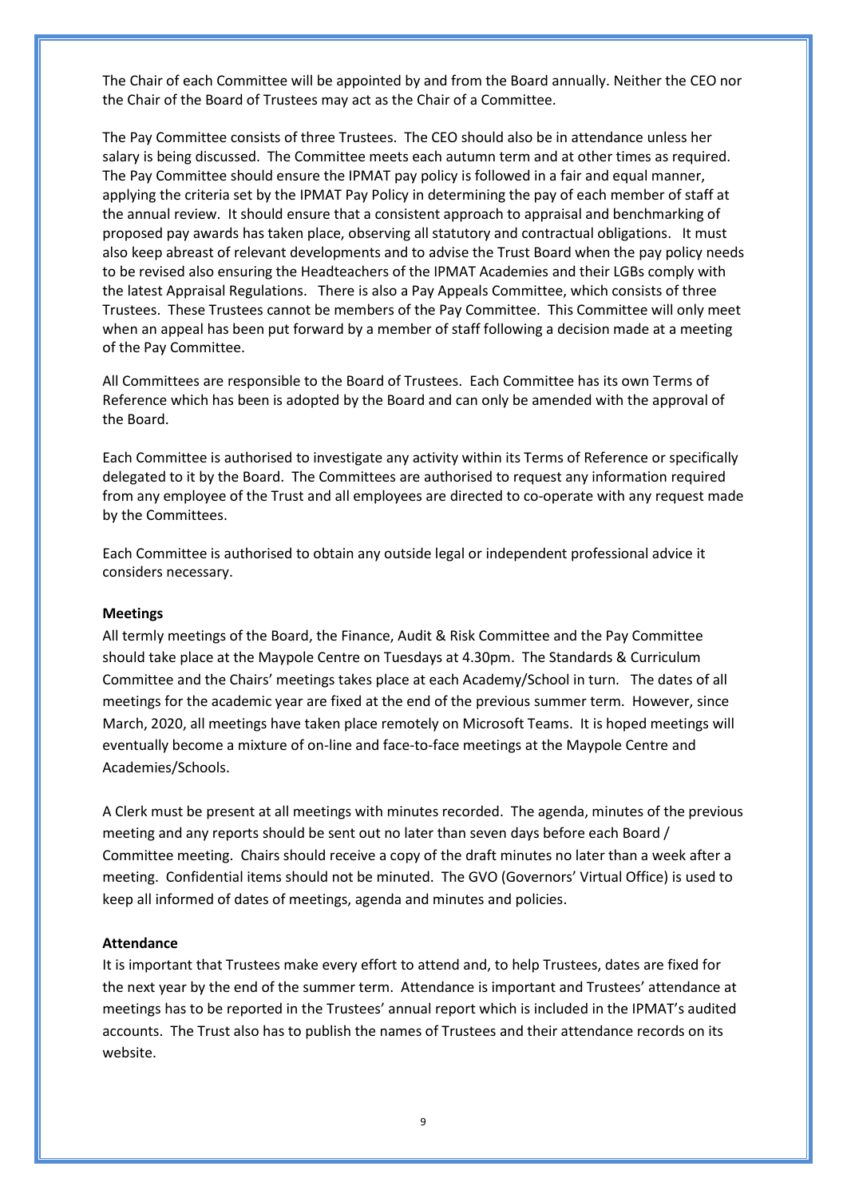The Chair of each Committee will be appointed by and from the Board annually. Neither the CEO nor the Chair of the Board of Trustees may act as the Chair of a Committee.

The Pay Committee consists of three Trustees. The CEO should also be in attendance unless her salary is being discussed. The Committee meets each autumn term and at other times as required. The Pay Committee should ensure the IPMAT pay policy is followed in a fair and equal manner, applying the criteria set by the IPMAT Pay Policy in determining the pay of each member of staff at the annual review. It should ensure that a consistent approach to appraisal and benchmarking of proposed pay awards has taken place, observing all statutory and contractual obligations. It must also keep abreast of relevant developments and to advise the Trust Board when the pay policy needs to be revised also ensuring the Headteachers of the IPMAT Academies and their LGBs comply with the latest Appraisal Regulations. There is also a Pay Appeals Committee, which consists of three Trustees. These Trustees cannot be members of the Pay Committee. This Committee will only meet when an appeal has been put forward by a member of staff following a decision made at a meeting of the Pay Committee.

All Committees are responsible to the Board of Trustees. Each Committee has its own Terms of Reference which has been is adopted by the Board and can only be amended with the approval of the Board.

Each Committee is authorised to investigate any activity within its Terms of Reference or specifically delegated to it by the Board. The Committees are authorised to request any information required from any employee of the Trust and all employees are directed to co-operate with any request made by the Committees.

Each Committee is authorised to obtain any outside legal or independent professional advice it considers necessary.

**Meetings**

All termly meetings of the Board, the Finance, Audit & Risk Committee and the Pay Committee should take place at the Maypole Centre on Tuesdays at 4.30pm. The Standards & Curriculum Committee and the Chairs' meetings takes place at each Academy/School in turn. The dates of all meetings for the academic year are fixed at the end of the previous summer term. However, since March, 2020, all meetings have taken place remotely on Microsoft Teams. It is hoped meetings will eventually become a mixture of on-line and face-to-face meetings at the Maypole Centre and Academies/Schools.

A Clerk must be present at all meetings with minutes recorded. The agenda, minutes of the previous meeting and any reports should be sent out no later than seven days before each Board / Committee meeting. Chairs should receive a copy of the draft minutes no later than a week after a meeting. Confidential items should not be minuted. The GVO (Governors' Virtual Office) is used to keep all informed of dates of meetings, agenda and minutes and policies.

**Attendance**

It is important that Trustees make every effort to attend and, to help Trustees, dates are fixed for the next year by the end of the summer term. Attendance is important and Trustees' attendance at meetings has to be reported in the Trustees' annual report which is included in the IPMAT's audited accounts. The Trust also has to publish the names of Trustees and their attendance records on its website.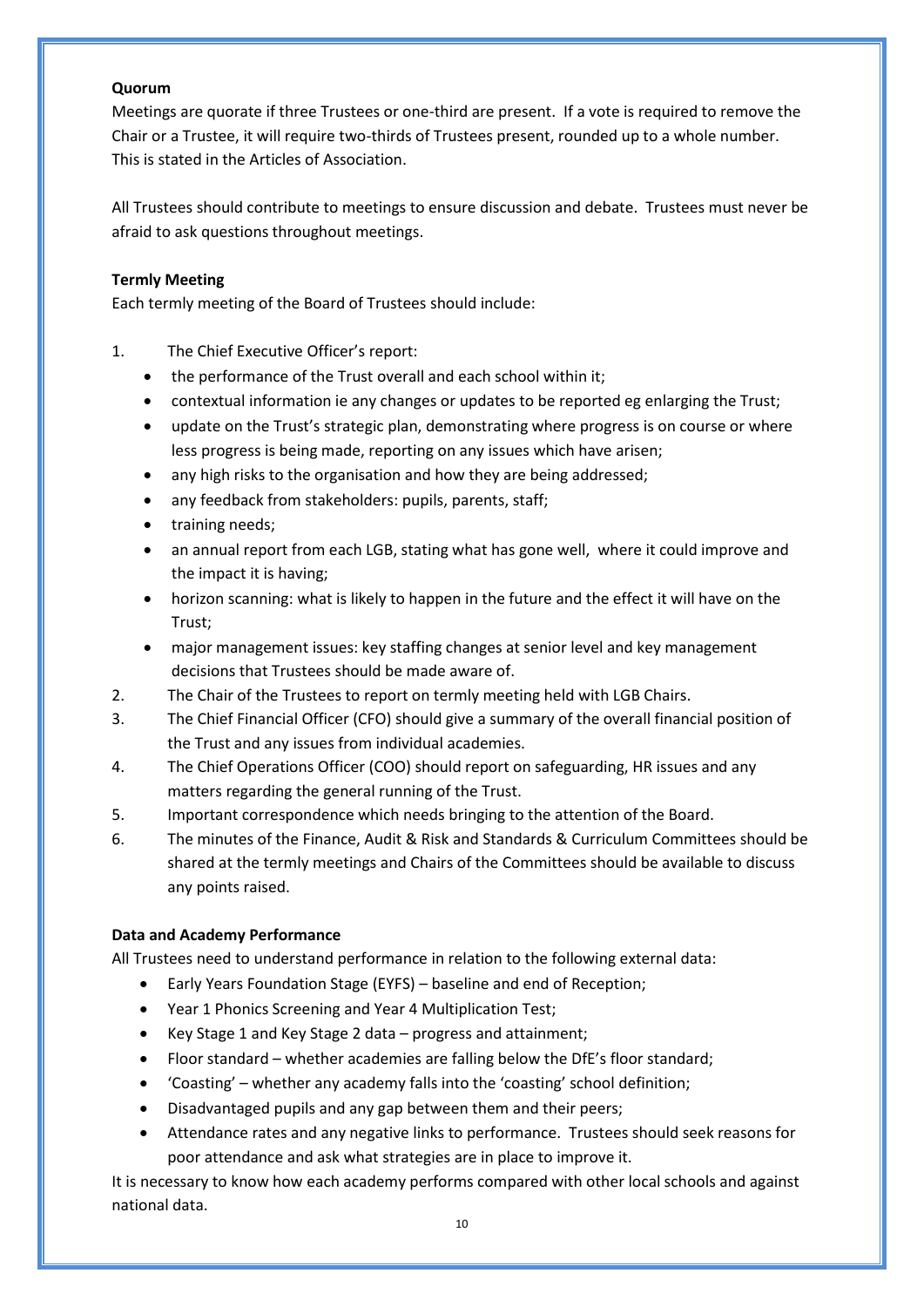**Quorum**

Meetings are quorate if three Trustees or one-third are present. If a vote is required to remove the Chair or a Trustee, it will require two-thirds of Trustees present, rounded up to a whole number. This is stated in the Articles of Association.

All Trustees should contribute to meetings to ensure discussion and debate. Trustees must never be afraid to ask questions throughout meetings.

**Termly Meeting**

Each termly meeting of the Board of Trustees should include:

1. The Chief Executive Officer's report:
    - the performance of the Trust overall and each school within it;
    - contextual information ie any changes or updates to be reported eg enlarging the Trust;
    - update on the Trust's strategic plan, demonstrating where progress is on course or where less progress is being made, reporting on any issues which have arisen;
    - any high risks to the organisation and how they are being addressed;
    - any feedback from stakeholders: pupils, parents, staff;
    - training needs;
    - an annual report from each LGB, stating what has gone well, where it could improve and the impact it is having;
    - horizon scanning: what is likely to happen in the future and the effect it will have on the Trust;
    - major management issues: key staffing changes at senior level and key management decisions that Trustees should be made aware of.
2. The Chair of the Trustees to report on termly meeting held with LGB Chairs.
3. The Chief Financial Officer (CFO) should give a summary of the overall financial position of the Trust and any issues from individual academies.
4. The Chief Operations Officer (COO) should report on safeguarding, HR issues and any matters regarding the general running of the Trust.
5. Important correspondence which needs bringing to the attention of the Board.
6. The minutes of the Finance, Audit & Risk and Standards & Curriculum Committees should be shared at the termly meetings and Chairs of the Committees should be available to discuss any points raised.

**Data and Academy Performance**

All Trustees need to understand performance in relation to the following external data:

- Early Years Foundation Stage (EYFS) – baseline and end of Reception;
- Year 1 Phonics Screening and Year 4 Multiplication Test;
- Key Stage 1 and Key Stage 2 data – progress and attainment;
- Floor standard – whether academies are falling below the DfE's floor standard;
- 'Coasting' – whether any academy falls into the 'coasting' school definition;
- Disadvantaged pupils and any gap between them and their peers;
- Attendance rates and any negative links to performance. Trustees should seek reasons for poor attendance and ask what strategies are in place to improve it.

It is necessary to know how each academy performs compared with other local schools and against national data.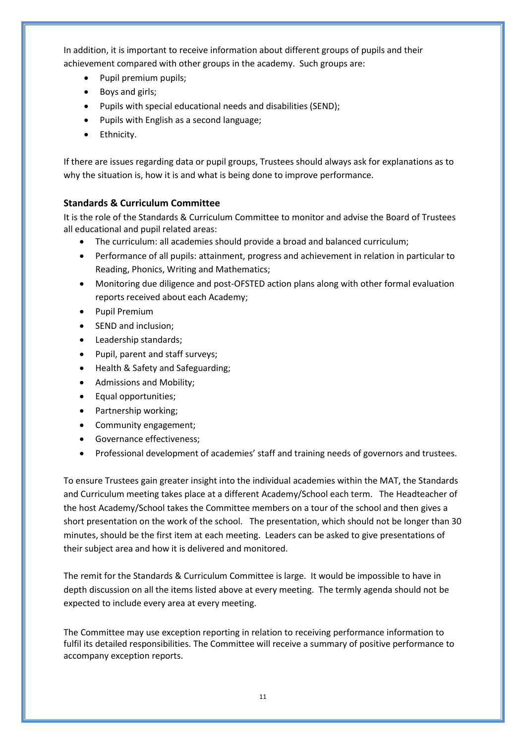In addition, it is important to receive information about different groups of pupils and their achievement compared with other groups in the academy. Such groups are:

- Pupil premium pupils;
- Boys and girls;
- Pupils with special educational needs and disabilities (SEND);
- Pupils with English as a second language;
- Ethnicity.

If there are issues regarding data or pupil groups, Trustees should always ask for explanations as to why the situation is, how it is and what is being done to improve performance.

### Standards & Curriculum Committee

It is the role of the Standards & Curriculum Committee to monitor and advise the Board of Trustees all educational and pupil related areas:

- The curriculum: all academies should provide a broad and balanced curriculum;
- Performance of all pupils: attainment, progress and achievement in relation in particular to Reading, Phonics, Writing and Mathematics;
- Monitoring due diligence and post-OFSTED action plans along with other formal evaluation reports received about each Academy;
- Pupil Premium
- SEND and inclusion;
- Leadership standards;
- Pupil, parent and staff surveys;
- Health & Safety and Safeguarding;
- Admissions and Mobility;
- Equal opportunities;
- Partnership working;
- Community engagement;
- Governance effectiveness;
- Professional development of academies' staff and training needs of governors and trustees.

To ensure Trustees gain greater insight into the individual academies within the MAT, the Standards and Curriculum meeting takes place at a different Academy/School each term. The Headteacher of the host Academy/School takes the Committee members on a tour of the school and then gives a short presentation on the work of the school. The presentation, which should not be longer than 30 minutes, should be the first item at each meeting. Leaders can be asked to give presentations of their subject area and how it is delivered and monitored.

The remit for the Standards & Curriculum Committee is large. It would be impossible to have in depth discussion on all the items listed above at every meeting. The termly agenda should not be expected to include every area at every meeting.

The Committee may use exception reporting in relation to receiving performance information to fulfil its detailed responsibilities. The Committee will receive a summary of positive performance to accompany exception reports.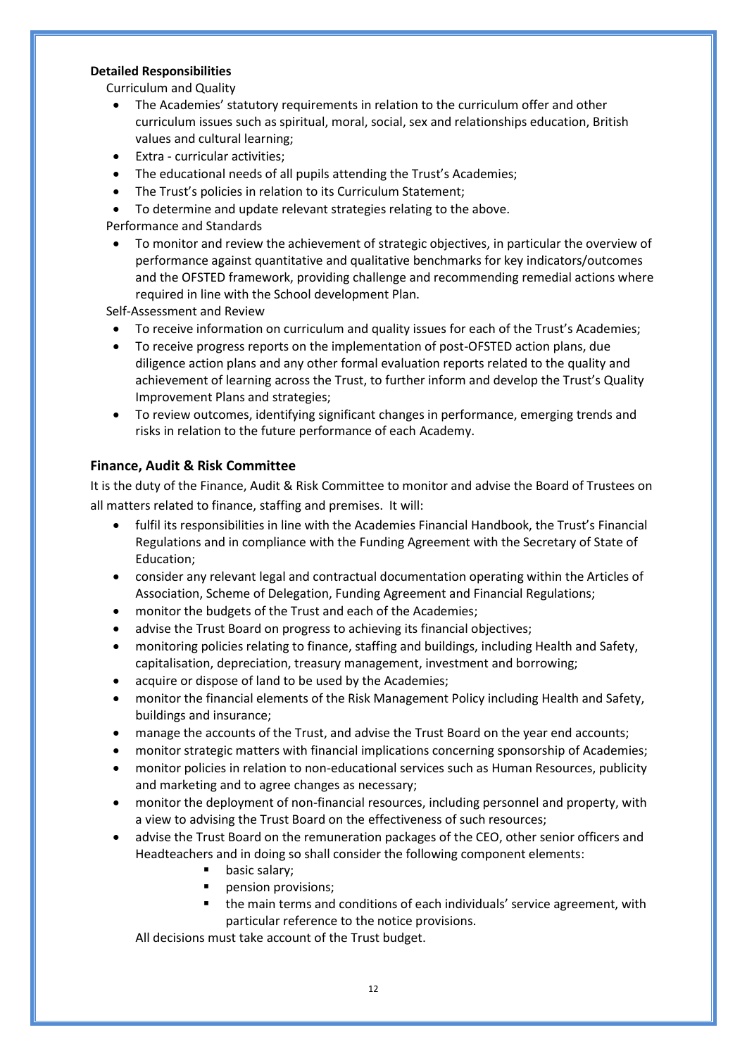**Detailed Responsibilities**

Curriculum and Quality

- The Academies' statutory requirements in relation to the curriculum offer and other curriculum issues such as spiritual, moral, social, sex and relationships education, British values and cultural learning;
- Extra - curricular activities;
- The educational needs of all pupils attending the Trust's Academies;
- The Trust's policies in relation to its Curriculum Statement;
- To determine and update relevant strategies relating to the above.

Performance and Standards

- To monitor and review the achievement of strategic objectives, in particular the overview of performance against quantitative and qualitative benchmarks for key indicators/outcomes and the OFSTED framework, providing challenge and recommending remedial actions where required in line with the School development Plan.

Self-Assessment and Review

- To receive information on curriculum and quality issues for each of the Trust's Academies;
- To receive progress reports on the implementation of post-OFSTED action plans, due diligence action plans and any other formal evaluation reports related to the quality and achievement of learning across the Trust, to further inform and develop the Trust's Quality Improvement Plans and strategies;
- To review outcomes, identifying significant changes in performance, emerging trends and risks in relation to the future performance of each Academy.

## Finance, Audit & Risk Committee

It is the duty of the Finance, Audit & Risk Committee to monitor and advise the Board of Trustees on all matters related to finance, staffing and premises. It will:

- fulfil its responsibilities in line with the Academies Financial Handbook, the Trust's Financial Regulations and in compliance with the Funding Agreement with the Secretary of State of Education;
- consider any relevant legal and contractual documentation operating within the Articles of Association, Scheme of Delegation, Funding Agreement and Financial Regulations;
- monitor the budgets of the Trust and each of the Academies;
- advise the Trust Board on progress to achieving its financial objectives;
- monitoring policies relating to finance, staffing and buildings, including Health and Safety, capitalisation, depreciation, treasury management, investment and borrowing;
- acquire or dispose of land to be used by the Academies;
- monitor the financial elements of the Risk Management Policy including Health and Safety, buildings and insurance;
- manage the accounts of the Trust, and advise the Trust Board on the year end accounts;
- monitor strategic matters with financial implications concerning sponsorship of Academies;
- monitor policies in relation to non-educational services such as Human Resources, publicity and marketing and to agree changes as necessary;
- monitor the deployment of non-financial resources, including personnel and property, with a view to advising the Trust Board on the effectiveness of such resources;
- advise the Trust Board on the remuneration packages of the CEO, other senior officers and Headteachers and in doing so shall consider the following component elements:
  - basic salary;
  - pension provisions;
  - the main terms and conditions of each individuals' service agreement, with particular reference to the notice provisions.

All decisions must take account of the Trust budget.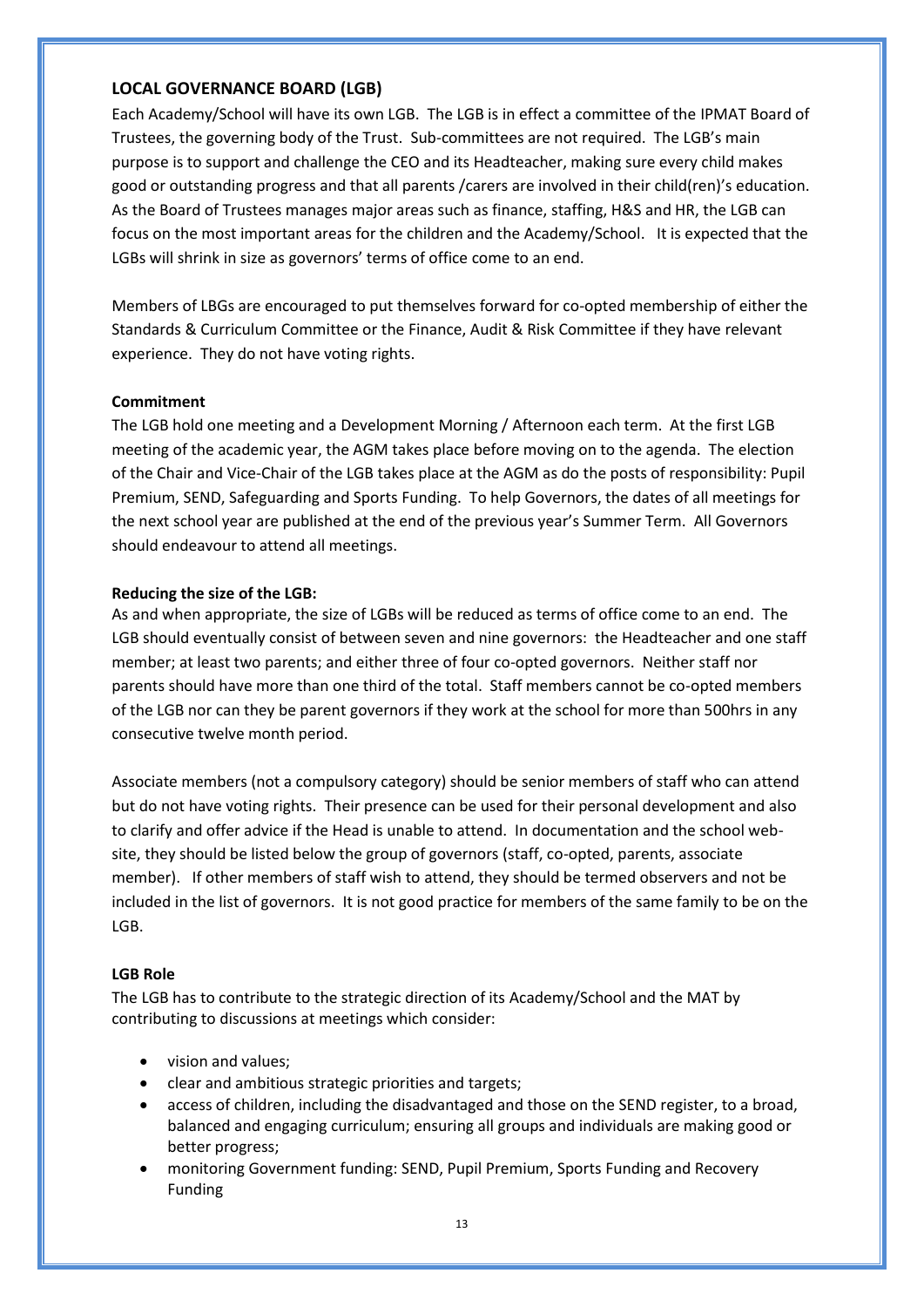## LOCAL GOVERNANCE BOARD (LGB)

Each Academy/School will have its own LGB. The LGB is in effect a committee of the IPMAT Board of Trustees, the governing body of the Trust. Sub-committees are not required. The LGB's main purpose is to support and challenge the CEO and its Headteacher, making sure every child makes good or outstanding progress and that all parents /carers are involved in their child(ren)'s education. As the Board of Trustees manages major areas such as finance, staffing, H&S and HR, the LGB can focus on the most important areas for the children and the Academy/School. It is expected that the LGBs will shrink in size as governors' terms of office come to an end.

Members of LBGs are encouraged to put themselves forward for co-opted membership of either the Standards & Curriculum Committee or the Finance, Audit & Risk Committee if they have relevant experience. They do not have voting rights.

**Commitment**

The LGB hold one meeting and a Development Morning / Afternoon each term. At the first LGB meeting of the academic year, the AGM takes place before moving on to the agenda. The election of the Chair and Vice-Chair of the LGB takes place at the AGM as do the posts of responsibility: Pupil Premium, SEND, Safeguarding and Sports Funding. To help Governors, the dates of all meetings for the next school year are published at the end of the previous year's Summer Term. All Governors should endeavour to attend all meetings.

**Reducing the size of the LGB:**

As and when appropriate, the size of LGBs will be reduced as terms of office come to an end. The LGB should eventually consist of between seven and nine governors: the Headteacher and one staff member; at least two parents; and either three of four co-opted governors. Neither staff nor parents should have more than one third of the total. Staff members cannot be co-opted members of the LGB nor can they be parent governors if they work at the school for more than 500hrs in any consecutive twelve month period.

Associate members (not a compulsory category) should be senior members of staff who can attend but do not have voting rights. Their presence can be used for their personal development and also to clarify and offer advice if the Head is unable to attend. In documentation and the school web-site, they should be listed below the group of governors (staff, co-opted, parents, associate member). If other members of staff wish to attend, they should be termed observers and not be included in the list of governors. It is not good practice for members of the same family to be on the LGB.

**LGB Role**

The LGB has to contribute to the strategic direction of its Academy/School and the MAT by contributing to discussions at meetings which consider:

- vision and values;
- clear and ambitious strategic priorities and targets;
- access of children, including the disadvantaged and those on the SEND register, to a broad, balanced and engaging curriculum; ensuring all groups and individuals are making good or better progress;
- monitoring Government funding: SEND, Pupil Premium, Sports Funding and Recovery Funding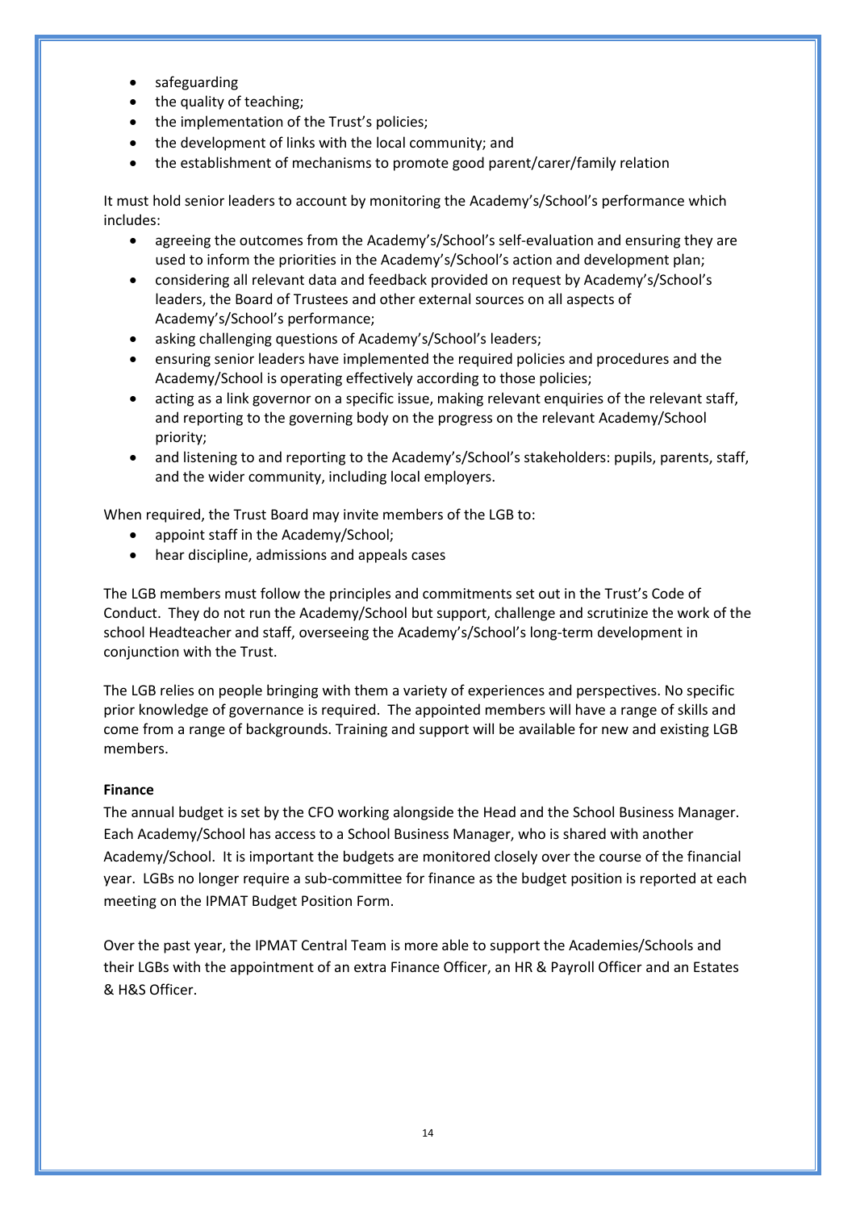- safeguarding
- the quality of teaching;
- the implementation of the Trust's policies;
- the development of links with the local community; and
- the establishment of mechanisms to promote good parent/carer/family relation

It must hold senior leaders to account by monitoring the Academy's/School's performance which includes:

- agreeing the outcomes from the Academy's/School's self-evaluation and ensuring they are used to inform the priorities in the Academy's/School's action and development plan;
- considering all relevant data and feedback provided on request by Academy's/School's leaders, the Board of Trustees and other external sources on all aspects of Academy's/School's performance;
- asking challenging questions of Academy's/School's leaders;
- ensuring senior leaders have implemented the required policies and procedures and the Academy/School is operating effectively according to those policies;
- acting as a link governor on a specific issue, making relevant enquiries of the relevant staff, and reporting to the governing body on the progress on the relevant Academy/School priority;
- and listening to and reporting to the Academy's/School's stakeholders: pupils, parents, staff, and the wider community, including local employers.

When required, the Trust Board may invite members of the LGB to:

- appoint staff in the Academy/School;
- hear discipline, admissions and appeals cases

The LGB members must follow the principles and commitments set out in the Trust's Code of Conduct. They do not run the Academy/School but support, challenge and scrutinize the work of the school Headteacher and staff, overseeing the Academy's/School's long-term development in conjunction with the Trust.

The LGB relies on people bringing with them a variety of experiences and perspectives. No specific prior knowledge of governance is required. The appointed members will have a range of skills and come from a range of backgrounds. Training and support will be available for new and existing LGB members.

**Finance**

The annual budget is set by the CFO working alongside the Head and the School Business Manager. Each Academy/School has access to a School Business Manager, who is shared with another Academy/School. It is important the budgets are monitored closely over the course of the financial year. LGBs no longer require a sub-committee for finance as the budget position is reported at each meeting on the IPMAT Budget Position Form.

Over the past year, the IPMAT Central Team is more able to support the Academies/Schools and their LGBs with the appointment of an extra Finance Officer, an HR & Payroll Officer and an Estates & H&S Officer.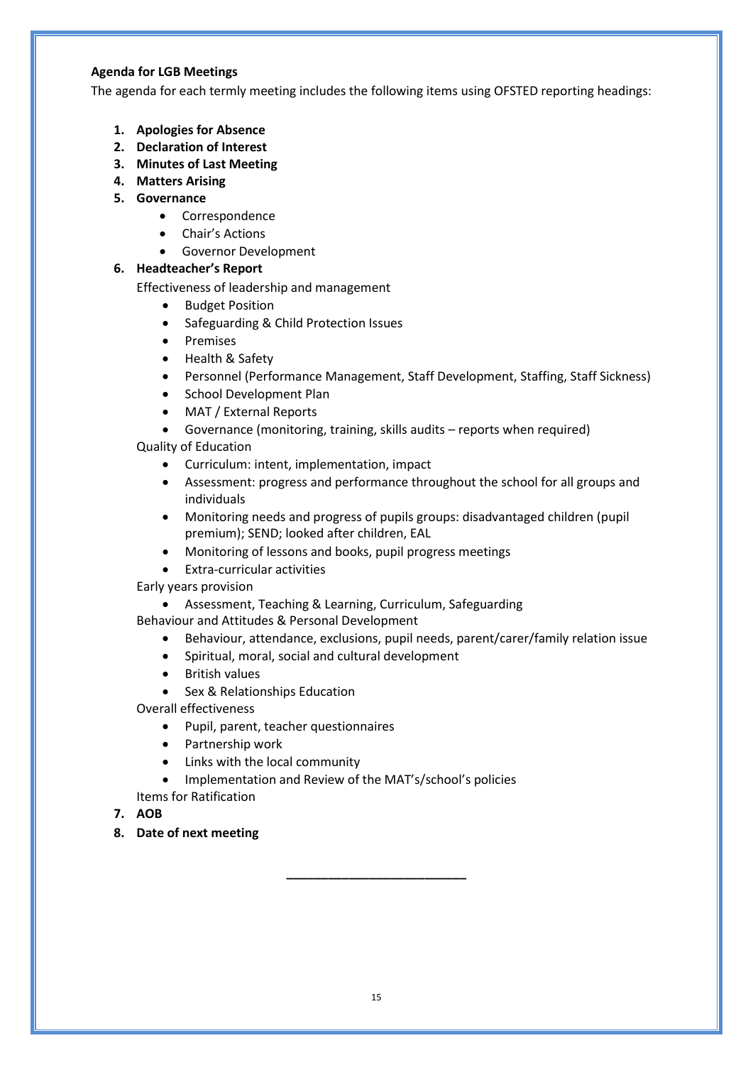**Agenda for LGB Meetings**

The agenda for each termly meeting includes the following items using OFSTED reporting headings:

1. **Apologies for Absence**
2. **Declaration of Interest**
3. **Minutes of Last Meeting**
4. **Matters Arising**
5. **Governance**
    - Correspondence
    - Chair's Actions
    - Governor Development
6. **Headteacher's Report**

    Effectiveness of leadership and management
    - Budget Position
    - Safeguarding & Child Protection Issues
    - Premises
    - Health & Safety
    - Personnel (Performance Management, Staff Development, Staffing, Staff Sickness)
    - School Development Plan
    - MAT / External Reports
    - Governance (monitoring, training, skills audits – reports when required)

    Quality of Education
    - Curriculum: intent, implementation, impact
    - Assessment: progress and performance throughout the school for all groups and individuals
    - Monitoring needs and progress of pupils groups: disadvantaged children (pupil premium); SEND; looked after children, EAL
    - Monitoring of lessons and books, pupil progress meetings
    - Extra-curricular activities

    Early years provision
    - Assessment, Teaching & Learning, Curriculum, Safeguarding

    Behaviour and Attitudes & Personal Development
    - Behaviour, attendance, exclusions, pupil needs, parent/carer/family relation issue
    - Spiritual, moral, social and cultural development
    - British values
    - Sex & Relationships Education

    Overall effectiveness
    - Pupil, parent, teacher questionnaires
    - Partnership work
    - Links with the local community
    - Implementation and Review of the MAT's/school's policies

    Items for Ratification
7. **AOB**
8. **Date of next meeting**

---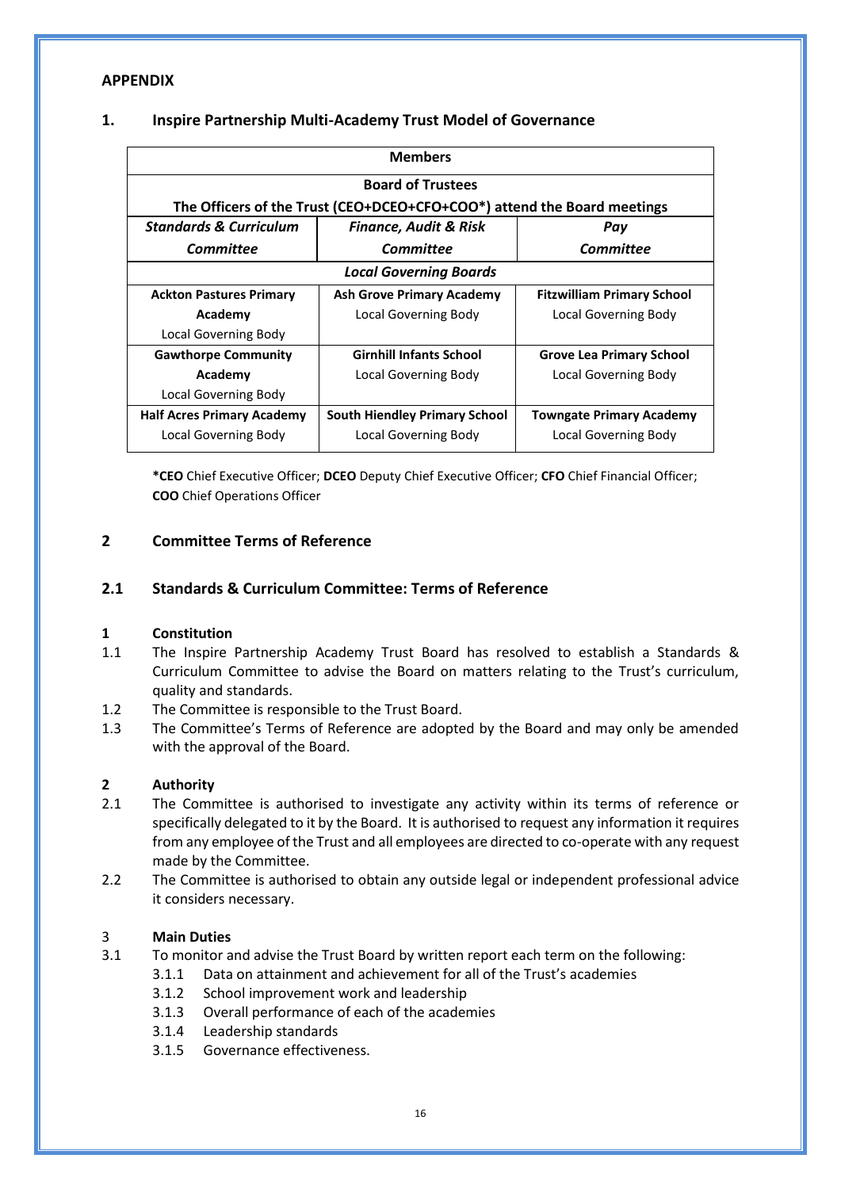## APPENDIX

## 1. Inspire Partnership Multi-Academy Trust Model of Governance

| | | |
|---|---|---|
| **Members** | | |
| **Board of Trustees** **The Officers of the Trust (CEO+DCEO+CFO+COO*) attend the Board meetings** | | |
| ***Standards & Curriculum Committee*** | ***Finance, Audit & Risk Committee*** | ***Pay Committee*** |
| ***Local Governing Boards*** | | |
| **Ackton Pastures Primary Academy** Local Governing Body | **Ash Grove Primary Academy** Local Governing Body | **Fitzwilliam Primary School** Local Governing Body |
| **Gawthorpe Community Academy** Local Governing Body | **Girnhill Infants School** Local Governing Body | **Grove Lea Primary School** Local Governing Body |
| **Half Acres Primary Academy** Local Governing Body | **South Hiendley Primary School** Local Governing Body | **Towngate Primary Academy** Local Governing Body |

***CEO** Chief Executive Officer; **DCEO** Deputy Chief Executive Officer; **CFO** Chief Financial Officer; **COO** Chief Operations Officer

## 2 Committee Terms of Reference

### 2.1 Standards & Curriculum Committee: Terms of Reference

**1 Constitution**

1.1 The Inspire Partnership Academy Trust Board has resolved to establish a Standards & Curriculum Committee to advise the Board on matters relating to the Trust's curriculum, quality and standards.

1.2 The Committee is responsible to the Trust Board.

1.3 The Committee's Terms of Reference are adopted by the Board and may only be amended with the approval of the Board.

**2 Authority**

2.1 The Committee is authorised to investigate any activity within its terms of reference or specifically delegated to it by the Board. It is authorised to request any information it requires from any employee of the Trust and all employees are directed to co-operate with any request made by the Committee.

2.2 The Committee is authorised to obtain any outside legal or independent professional advice it considers necessary.

3 **Main Duties**

3.1 To monitor and advise the Trust Board by written report each term on the following:

- 3.1.1 Data on attainment and achievement for all of the Trust's academies
- 3.1.2 School improvement work and leadership
- 3.1.3 Overall performance of each of the academies
- 3.1.4 Leadership standards
- 3.1.5 Governance effectiveness.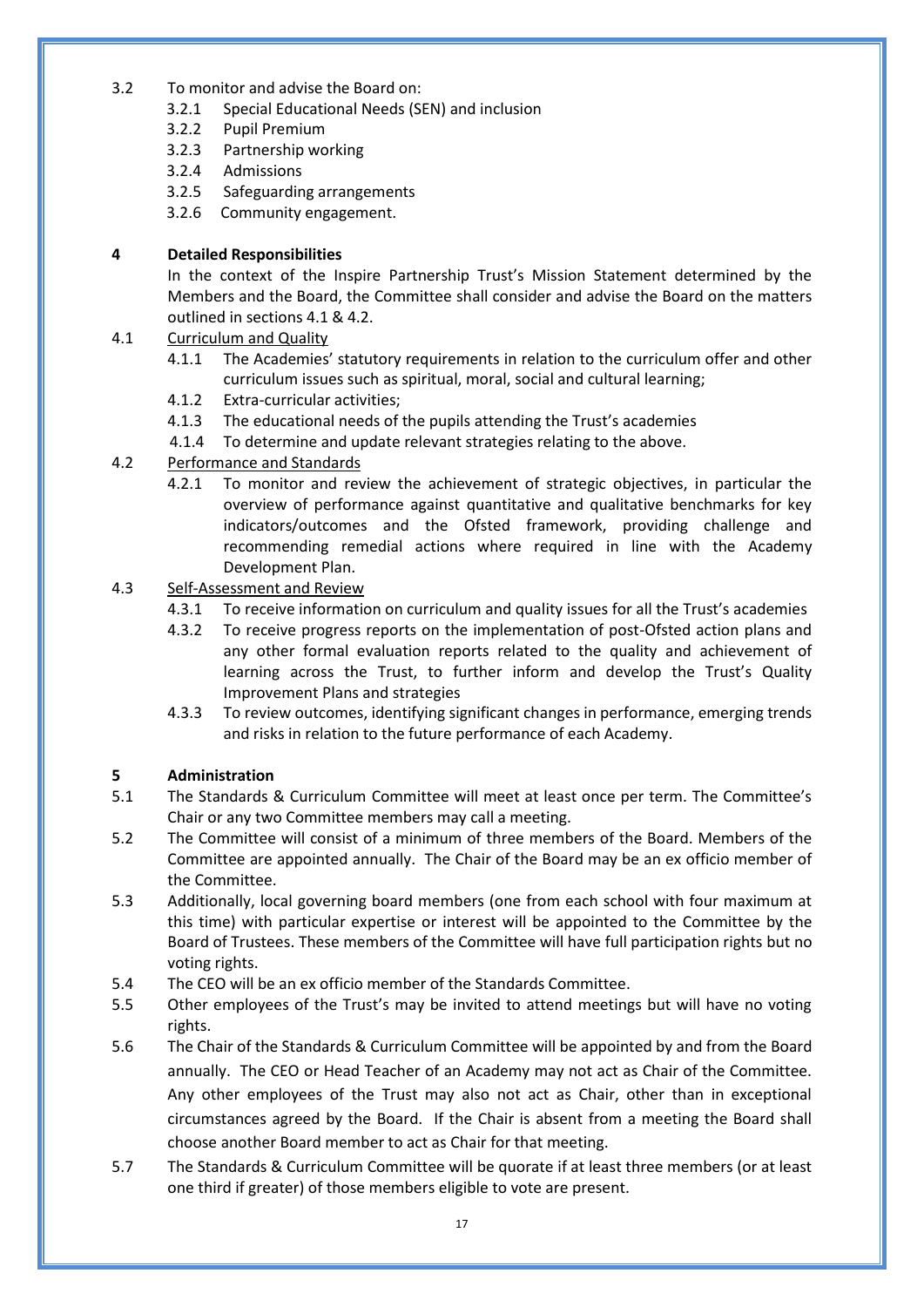3.2 To monitor and advise the Board on:

- 3.2.1 Special Educational Needs (SEN) and inclusion
- 3.2.2 Pupil Premium
- 3.2.3 Partnership working
- 3.2.4 Admissions
- 3.2.5 Safeguarding arrangements
- 3.2.6 Community engagement.

## 4 Detailed Responsibilities

In the context of the Inspire Partnership Trust's Mission Statement determined by the Members and the Board, the Committee shall consider and advise the Board on the matters outlined in sections 4.1 & 4.2.

4.1 Curriculum and Quality

- 4.1.1 The Academies' statutory requirements in relation to the curriculum offer and other curriculum issues such as spiritual, moral, social and cultural learning;
- 4.1.2 Extra-curricular activities;
- 4.1.3 The educational needs of the pupils attending the Trust's academies
- 4.1.4 To determine and update relevant strategies relating to the above.

4.2 Performance and Standards

- 4.2.1 To monitor and review the achievement of strategic objectives, in particular the overview of performance against quantitative and qualitative benchmarks for key indicators/outcomes and the Ofsted framework, providing challenge and recommending remedial actions where required in line with the Academy Development Plan.

4.3 Self-Assessment and Review

- 4.3.1 To receive information on curriculum and quality issues for all the Trust's academies
- 4.3.2 To receive progress reports on the implementation of post-Ofsted action plans and any other formal evaluation reports related to the quality and achievement of learning across the Trust, to further inform and develop the Trust's Quality Improvement Plans and strategies
- 4.3.3 To review outcomes, identifying significant changes in performance, emerging trends and risks in relation to the future performance of each Academy.

## 5 Administration

5.1 The Standards & Curriculum Committee will meet at least once per term. The Committee's Chair or any two Committee members may call a meeting.

5.2 The Committee will consist of a minimum of three members of the Board. Members of the Committee are appointed annually. The Chair of the Board may be an ex officio member of the Committee.

5.3 Additionally, local governing board members (one from each school with four maximum at this time) with particular expertise or interest will be appointed to the Committee by the Board of Trustees. These members of the Committee will have full participation rights but no voting rights.

5.4 The CEO will be an ex officio member of the Standards Committee.

5.5 Other employees of the Trust's may be invited to attend meetings but will have no voting rights.

5.6 The Chair of the Standards & Curriculum Committee will be appointed by and from the Board annually. The CEO or Head Teacher of an Academy may not act as Chair of the Committee. Any other employees of the Trust may also not act as Chair, other than in exceptional circumstances agreed by the Board. If the Chair is absent from a meeting the Board shall choose another Board member to act as Chair for that meeting.

5.7 The Standards & Curriculum Committee will be quorate if at least three members (or at least one third if greater) of those members eligible to vote are present.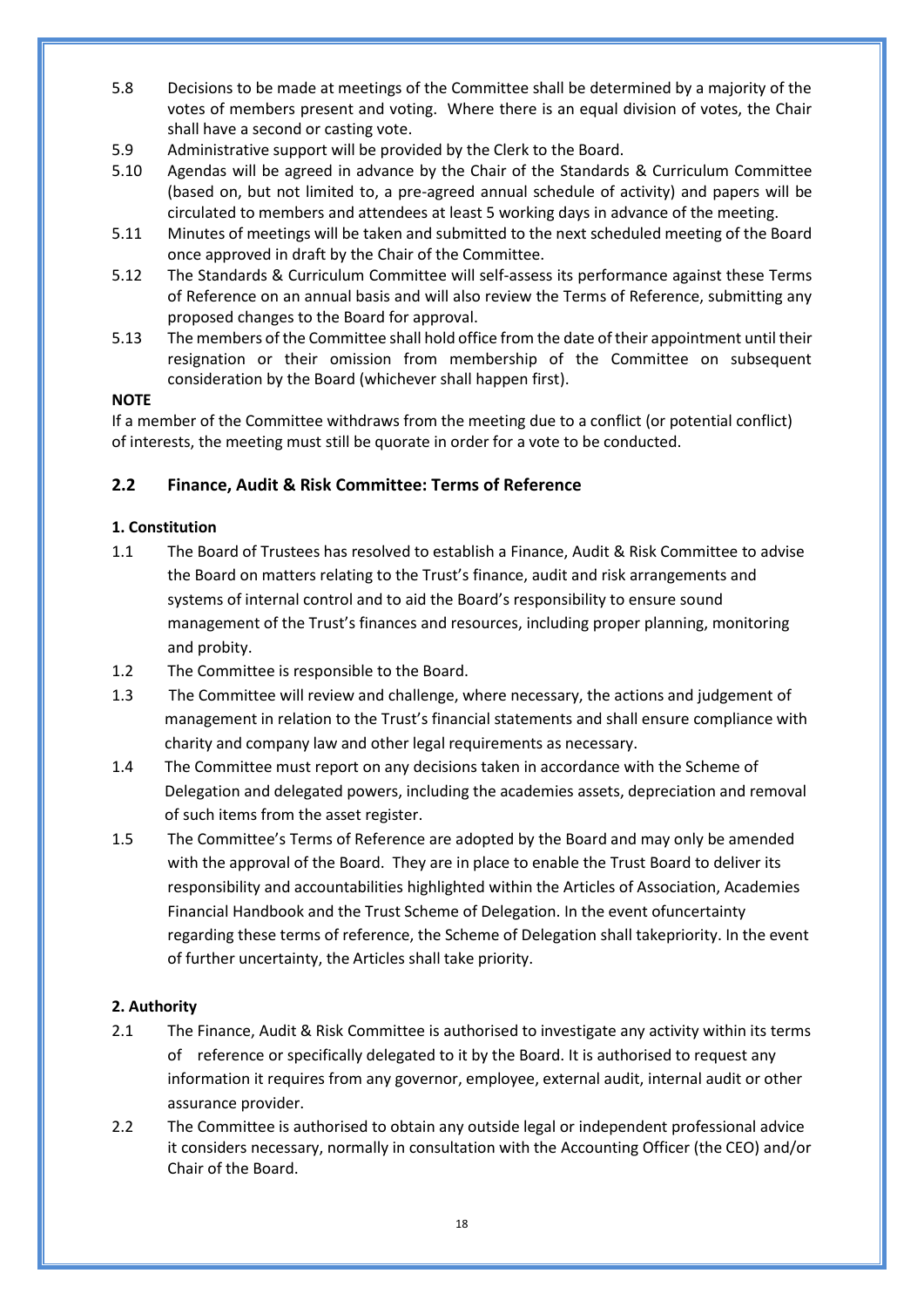5.8 Decisions to be made at meetings of the Committee shall be determined by a majority of the votes of members present and voting. Where there is an equal division of votes, the Chair shall have a second or casting vote.

5.9 Administrative support will be provided by the Clerk to the Board.

5.10 Agendas will be agreed in advance by the Chair of the Standards & Curriculum Committee (based on, but not limited to, a pre-agreed annual schedule of activity) and papers will be circulated to members and attendees at least 5 working days in advance of the meeting.

5.11 Minutes of meetings will be taken and submitted to the next scheduled meeting of the Board once approved in draft by the Chair of the Committee.

5.12 The Standards & Curriculum Committee will self-assess its performance against these Terms of Reference on an annual basis and will also review the Terms of Reference, submitting any proposed changes to the Board for approval.

5.13 The members of the Committee shall hold office from the date of their appointment until their resignation or their omission from membership of the Committee on subsequent consideration by the Board (whichever shall happen first).

**NOTE**

If a member of the Committee withdraws from the meeting due to a conflict (or potential conflict) of interests, the meeting must still be quorate in order for a vote to be conducted.

## 2.2 Finance, Audit & Risk Committee: Terms of Reference

### 1. Constitution

1.1 The Board of Trustees has resolved to establish a Finance, Audit & Risk Committee to advise the Board on matters relating to the Trust's finance, audit and risk arrangements and systems of internal control and to aid the Board's responsibility to ensure sound management of the Trust's finances and resources, including proper planning, monitoring and probity.

1.2 The Committee is responsible to the Board.

1.3 The Committee will review and challenge, where necessary, the actions and judgement of management in relation to the Trust's financial statements and shall ensure compliance with charity and company law and other legal requirements as necessary.

1.4 The Committee must report on any decisions taken in accordance with the Scheme of Delegation and delegated powers, including the academies assets, depreciation and removal of such items from the asset register.

1.5 The Committee's Terms of Reference are adopted by the Board and may only be amended with the approval of the Board. They are in place to enable the Trust Board to deliver its responsibility and accountabilities highlighted within the Articles of Association, Academies Financial Handbook and the Trust Scheme of Delegation. In the event ofuncertainty regarding these terms of reference, the Scheme of Delegation shall takepriority. In the event of further uncertainty, the Articles shall take priority.

### 2. Authority

2.1 The Finance, Audit & Risk Committee is authorised to investigate any activity within its terms of reference or specifically delegated to it by the Board. It is authorised to request any information it requires from any governor, employee, external audit, internal audit or other assurance provider.

2.2 The Committee is authorised to obtain any outside legal or independent professional advice it considers necessary, normally in consultation with the Accounting Officer (the CEO) and/or Chair of the Board.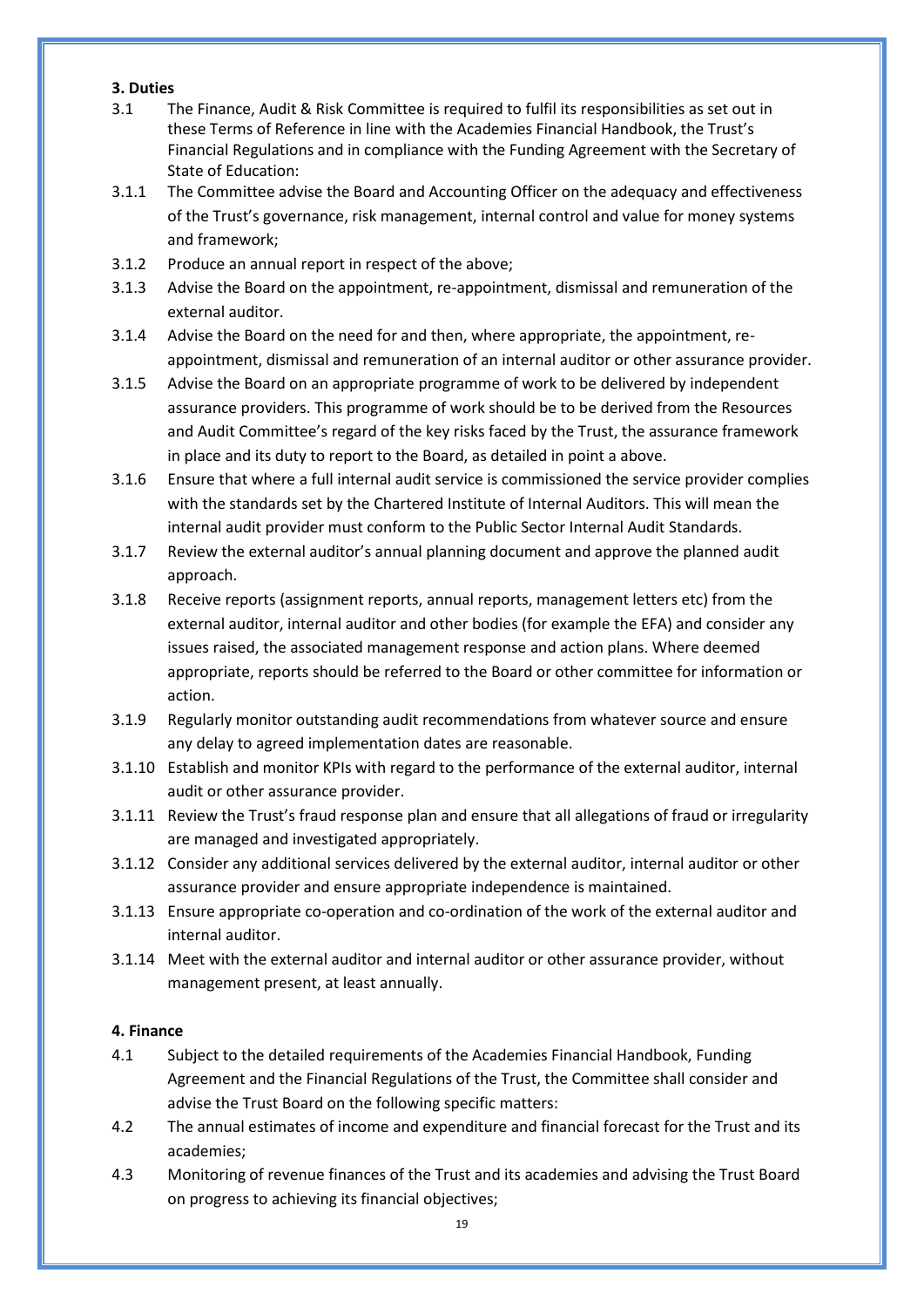**3. Duties**

3.1 The Finance, Audit & Risk Committee is required to fulfil its responsibilities as set out in these Terms of Reference in line with the Academies Financial Handbook, the Trust's Financial Regulations and in compliance with the Funding Agreement with the Secretary of State of Education:

3.1.1 The Committee advise the Board and Accounting Officer on the adequacy and effectiveness of the Trust's governance, risk management, internal control and value for money systems and framework;

3.1.2 Produce an annual report in respect of the above;

3.1.3 Advise the Board on the appointment, re-appointment, dismissal and remuneration of the external auditor.

3.1.4 Advise the Board on the need for and then, where appropriate, the appointment, re-appointment, dismissal and remuneration of an internal auditor or other assurance provider.

3.1.5 Advise the Board on an appropriate programme of work to be delivered by independent assurance providers. This programme of work should be to be derived from the Resources and Audit Committee's regard of the key risks faced by the Trust, the assurance framework in place and its duty to report to the Board, as detailed in point a above.

3.1.6 Ensure that where a full internal audit service is commissioned the service provider complies with the standards set by the Chartered Institute of Internal Auditors. This will mean the internal audit provider must conform to the Public Sector Internal Audit Standards.

3.1.7 Review the external auditor's annual planning document and approve the planned audit approach.

3.1.8 Receive reports (assignment reports, annual reports, management letters etc) from the external auditor, internal auditor and other bodies (for example the EFA) and consider any issues raised, the associated management response and action plans. Where deemed appropriate, reports should be referred to the Board or other committee for information or action.

3.1.9 Regularly monitor outstanding audit recommendations from whatever source and ensure any delay to agreed implementation dates are reasonable.

3.1.10 Establish and monitor KPIs with regard to the performance of the external auditor, internal audit or other assurance provider.

3.1.11 Review the Trust's fraud response plan and ensure that all allegations of fraud or irregularity are managed and investigated appropriately.

3.1.12 Consider any additional services delivered by the external auditor, internal auditor or other assurance provider and ensure appropriate independence is maintained.

3.1.13 Ensure appropriate co-operation and co-ordination of the work of the external auditor and internal auditor.

3.1.14 Meet with the external auditor and internal auditor or other assurance provider, without management present, at least annually.

**4. Finance**

4.1 Subject to the detailed requirements of the Academies Financial Handbook, Funding Agreement and the Financial Regulations of the Trust, the Committee shall consider and advise the Trust Board on the following specific matters:

4.2 The annual estimates of income and expenditure and financial forecast for the Trust and its academies;

4.3 Monitoring of revenue finances of the Trust and its academies and advising the Trust Board on progress to achieving its financial objectives;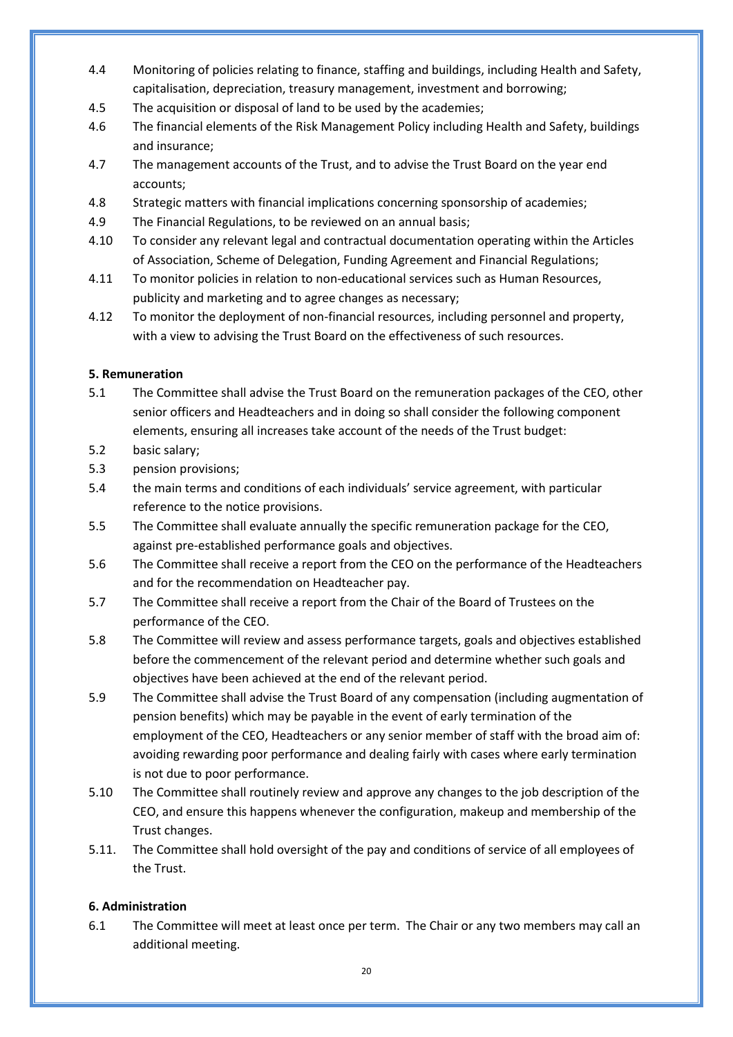4.4 Monitoring of policies relating to finance, staffing and buildings, including Health and Safety, capitalisation, depreciation, treasury management, investment and borrowing;

4.5 The acquisition or disposal of land to be used by the academies;

4.6 The financial elements of the Risk Management Policy including Health and Safety, buildings and insurance;

4.7 The management accounts of the Trust, and to advise the Trust Board on the year end accounts;

4.8 Strategic matters with financial implications concerning sponsorship of academies;

4.9 The Financial Regulations, to be reviewed on an annual basis;

4.10 To consider any relevant legal and contractual documentation operating within the Articles of Association, Scheme of Delegation, Funding Agreement and Financial Regulations;

4.11 To monitor policies in relation to non-educational services such as Human Resources, publicity and marketing and to agree changes as necessary;

4.12 To monitor the deployment of non-financial resources, including personnel and property, with a view to advising the Trust Board on the effectiveness of such resources.

**5. Remuneration**

5.1 The Committee shall advise the Trust Board on the remuneration packages of the CEO, other senior officers and Headteachers and in doing so shall consider the following component elements, ensuring all increases take account of the needs of the Trust budget:

5.2 basic salary;

5.3 pension provisions;

5.4 the main terms and conditions of each individuals' service agreement, with particular reference to the notice provisions.

5.5 The Committee shall evaluate annually the specific remuneration package for the CEO, against pre-established performance goals and objectives.

5.6 The Committee shall receive a report from the CEO on the performance of the Headteachers and for the recommendation on Headteacher pay.

5.7 The Committee shall receive a report from the Chair of the Board of Trustees on the performance of the CEO.

5.8 The Committee will review and assess performance targets, goals and objectives established before the commencement of the relevant period and determine whether such goals and objectives have been achieved at the end of the relevant period.

5.9 The Committee shall advise the Trust Board of any compensation (including augmentation of pension benefits) which may be payable in the event of early termination of the employment of the CEO, Headteachers or any senior member of staff with the broad aim of: avoiding rewarding poor performance and dealing fairly with cases where early termination is not due to poor performance.

5.10 The Committee shall routinely review and approve any changes to the job description of the CEO, and ensure this happens whenever the configuration, makeup and membership of the Trust changes.

5.11. The Committee shall hold oversight of the pay and conditions of service of all employees of the Trust.

**6. Administration**

6.1 The Committee will meet at least once per term. The Chair or any two members may call an additional meeting.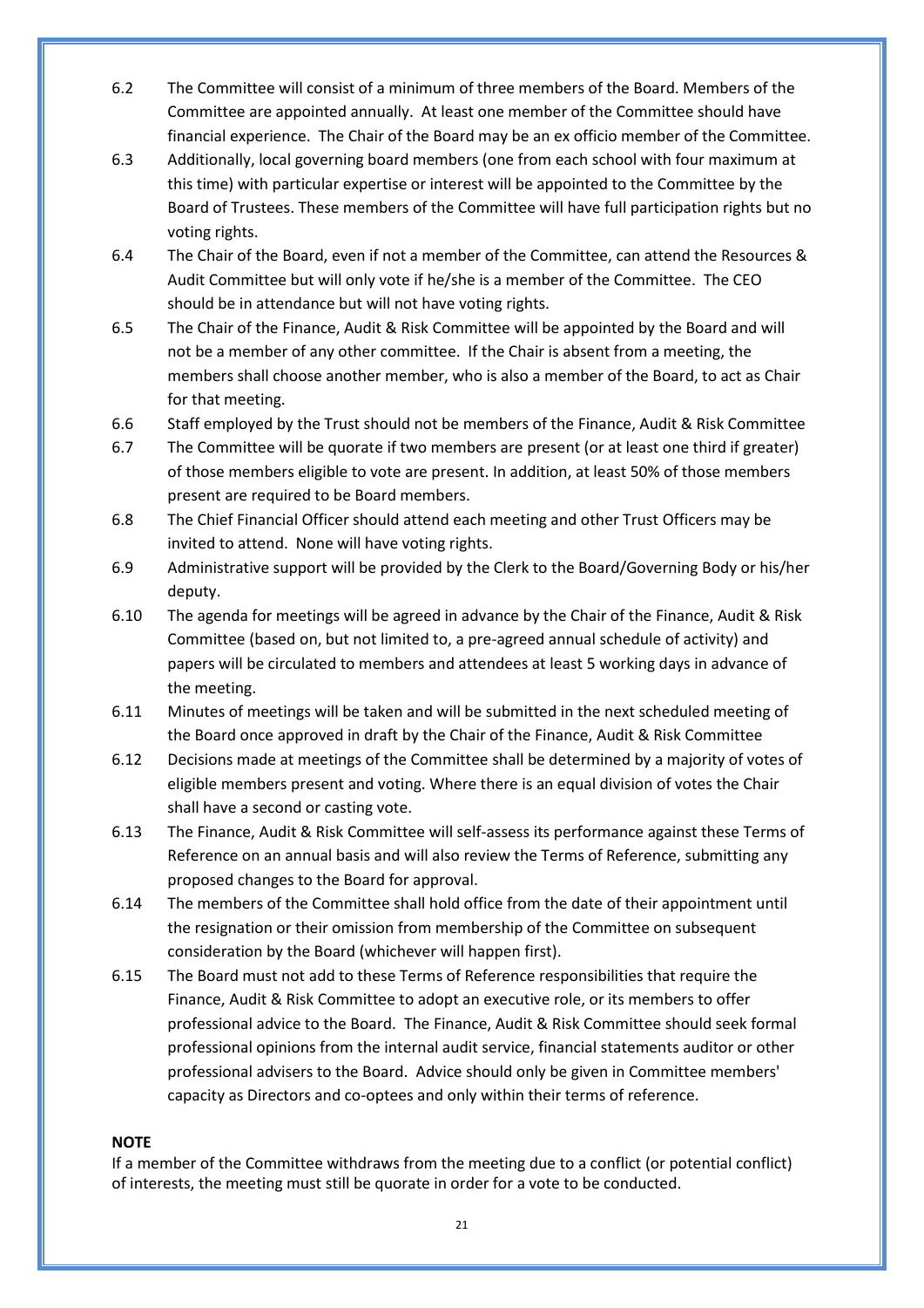6.2 The Committee will consist of a minimum of three members of the Board. Members of the Committee are appointed annually. At least one member of the Committee should have financial experience. The Chair of the Board may be an ex officio member of the Committee.

6.3 Additionally, local governing board members (one from each school with four maximum at this time) with particular expertise or interest will be appointed to the Committee by the Board of Trustees. These members of the Committee will have full participation rights but no voting rights.

6.4 The Chair of the Board, even if not a member of the Committee, can attend the Resources & Audit Committee but will only vote if he/she is a member of the Committee. The CEO should be in attendance but will not have voting rights.

6.5 The Chair of the Finance, Audit & Risk Committee will be appointed by the Board and will not be a member of any other committee. If the Chair is absent from a meeting, the members shall choose another member, who is also a member of the Board, to act as Chair for that meeting.

6.6 Staff employed by the Trust should not be members of the Finance, Audit & Risk Committee

6.7 The Committee will be quorate if two members are present (or at least one third if greater) of those members eligible to vote are present. In addition, at least 50% of those members present are required to be Board members.

6.8 The Chief Financial Officer should attend each meeting and other Trust Officers may be invited to attend. None will have voting rights.

6.9 Administrative support will be provided by the Clerk to the Board/Governing Body or his/her deputy.

6.10 The agenda for meetings will be agreed in advance by the Chair of the Finance, Audit & Risk Committee (based on, but not limited to, a pre-agreed annual schedule of activity) and papers will be circulated to members and attendees at least 5 working days in advance of the meeting.

6.11 Minutes of meetings will be taken and will be submitted in the next scheduled meeting of the Board once approved in draft by the Chair of the Finance, Audit & Risk Committee

6.12 Decisions made at meetings of the Committee shall be determined by a majority of votes of eligible members present and voting. Where there is an equal division of votes the Chair shall have a second or casting vote.

6.13 The Finance, Audit & Risk Committee will self-assess its performance against these Terms of Reference on an annual basis and will also review the Terms of Reference, submitting any proposed changes to the Board for approval.

6.14 The members of the Committee shall hold office from the date of their appointment until the resignation or their omission from membership of the Committee on subsequent consideration by the Board (whichever will happen first).

6.15 The Board must not add to these Terms of Reference responsibilities that require the Finance, Audit & Risk Committee to adopt an executive role, or its members to offer professional advice to the Board. The Finance, Audit & Risk Committee should seek formal professional opinions from the internal audit service, financial statements auditor or other professional advisers to the Board. Advice should only be given in Committee members' capacity as Directors and co-optees and only within their terms of reference.

**NOTE**

If a member of the Committee withdraws from the meeting due to a conflict (or potential conflict) of interests, the meeting must still be quorate in order for a vote to be conducted.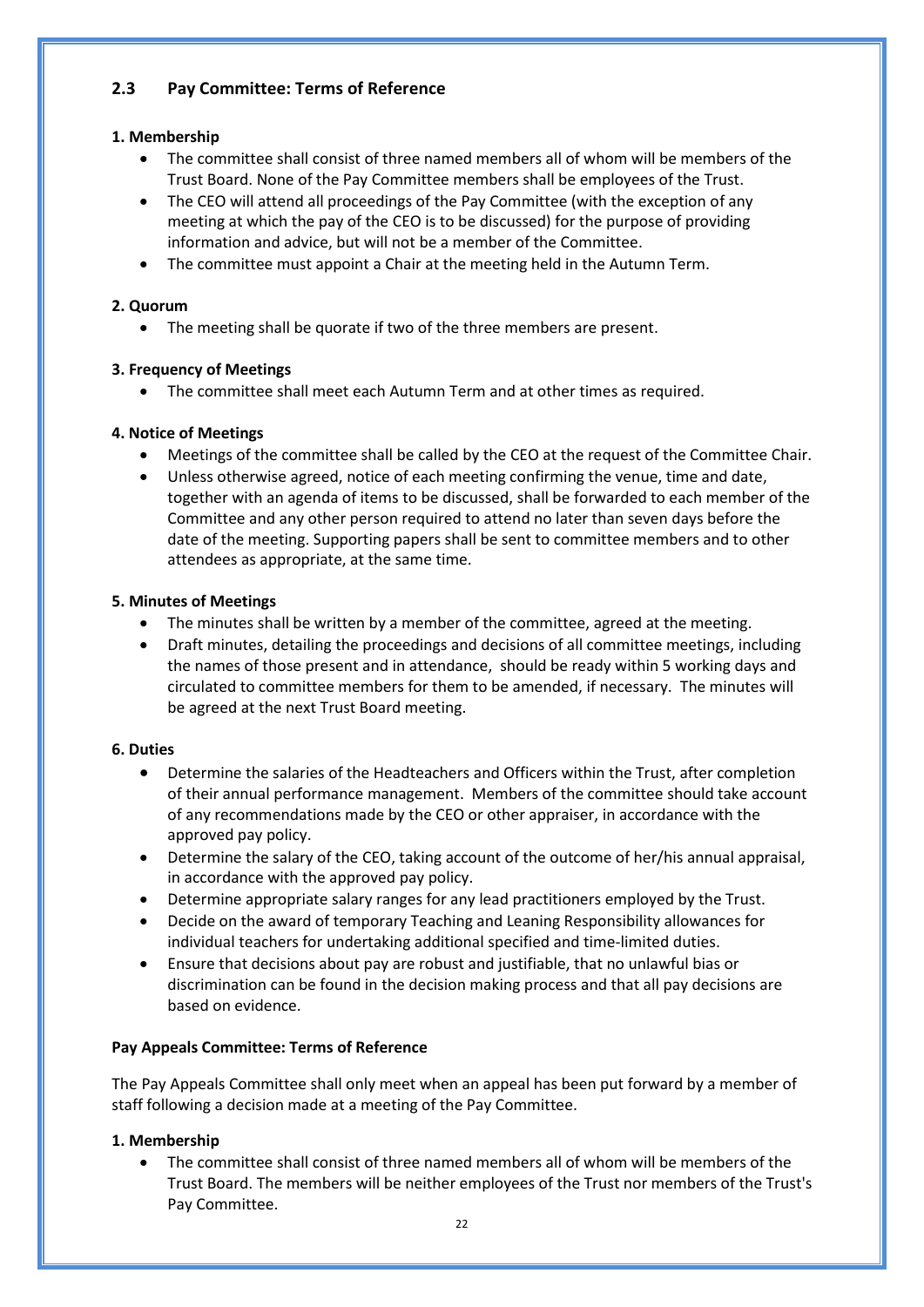## 2.3 Pay Committee: Terms of Reference

**1. Membership**

- The committee shall consist of three named members all of whom will be members of the Trust Board. None of the Pay Committee members shall be employees of the Trust.
- The CEO will attend all proceedings of the Pay Committee (with the exception of any meeting at which the pay of the CEO is to be discussed) for the purpose of providing information and advice, but will not be a member of the Committee.
- The committee must appoint a Chair at the meeting held in the Autumn Term.

**2. Quorum**

- The meeting shall be quorate if two of the three members are present.

**3. Frequency of Meetings**

- The committee shall meet each Autumn Term and at other times as required.

**4. Notice of Meetings**

- Meetings of the committee shall be called by the CEO at the request of the Committee Chair.
- Unless otherwise agreed, notice of each meeting confirming the venue, time and date, together with an agenda of items to be discussed, shall be forwarded to each member of the Committee and any other person required to attend no later than seven days before the date of the meeting. Supporting papers shall be sent to committee members and to other attendees as appropriate, at the same time.

**5. Minutes of Meetings**

- The minutes shall be written by a member of the committee, agreed at the meeting.
- Draft minutes, detailing the proceedings and decisions of all committee meetings, including the names of those present and in attendance, should be ready within 5 working days and circulated to committee members for them to be amended, if necessary. The minutes will be agreed at the next Trust Board meeting.

**6. Duties**

- Determine the salaries of the Headteachers and Officers within the Trust, after completion of their annual performance management. Members of the committee should take account of any recommendations made by the CEO or other appraiser, in accordance with the approved pay policy.
- Determine the salary of the CEO, taking account of the outcome of her/his annual appraisal, in accordance with the approved pay policy.
- Determine appropriate salary ranges for any lead practitioners employed by the Trust.
- Decide on the award of temporary Teaching and Leaning Responsibility allowances for individual teachers for undertaking additional specified and time-limited duties.
- Ensure that decisions about pay are robust and justifiable, that no unlawful bias or discrimination can be found in the decision making process and that all pay decisions are based on evidence.

**Pay Appeals Committee: Terms of Reference**

The Pay Appeals Committee shall only meet when an appeal has been put forward by a member of staff following a decision made at a meeting of the Pay Committee.

**1. Membership**

- The committee shall consist of three named members all of whom will be members of the Trust Board. The members will be neither employees of the Trust nor members of the Trust's Pay Committee.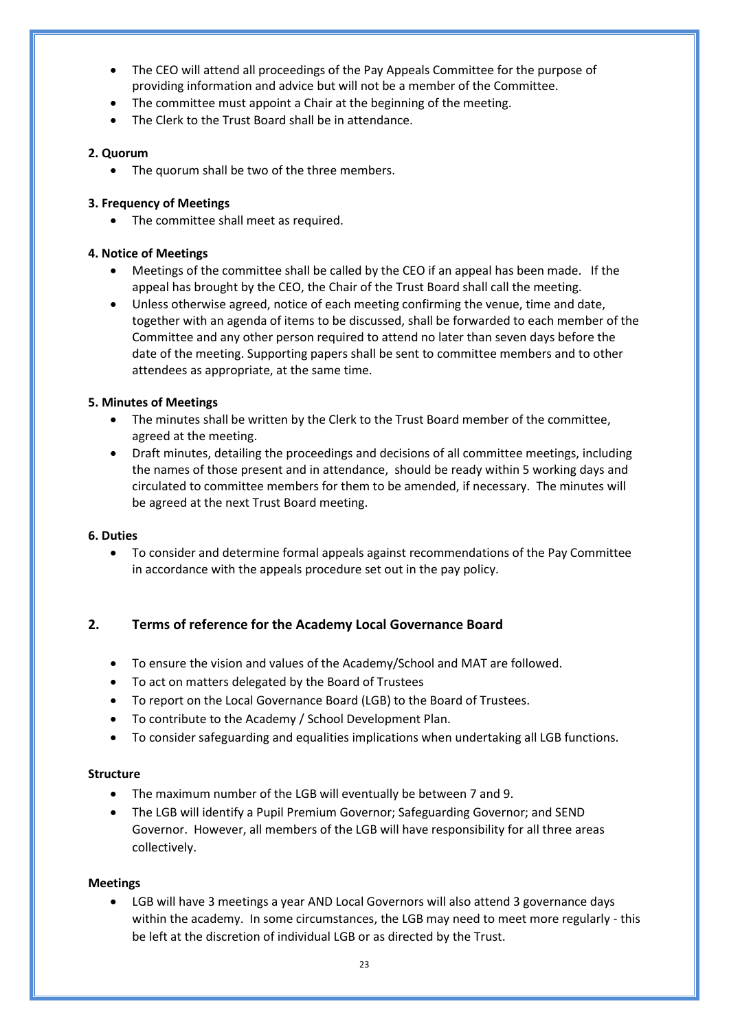- The CEO will attend all proceedings of the Pay Appeals Committee for the purpose of providing information and advice but will not be a member of the Committee.
- The committee must appoint a Chair at the beginning of the meeting.
- The Clerk to the Trust Board shall be in attendance.

**2. Quorum**

- The quorum shall be two of the three members.

**3. Frequency of Meetings**

- The committee shall meet as required.

**4. Notice of Meetings**

- Meetings of the committee shall be called by the CEO if an appeal has been made. If the appeal has brought by the CEO, the Chair of the Trust Board shall call the meeting.
- Unless otherwise agreed, notice of each meeting confirming the venue, time and date, together with an agenda of items to be discussed, shall be forwarded to each member of the Committee and any other person required to attend no later than seven days before the date of the meeting. Supporting papers shall be sent to committee members and to other attendees as appropriate, at the same time.

**5. Minutes of Meetings**

- The minutes shall be written by the Clerk to the Trust Board member of the committee, agreed at the meeting.
- Draft minutes, detailing the proceedings and decisions of all committee meetings, including the names of those present and in attendance, should be ready within 5 working days and circulated to committee members for them to be amended, if necessary. The minutes will be agreed at the next Trust Board meeting.

**6. Duties**

- To consider and determine formal appeals against recommendations of the Pay Committee in accordance with the appeals procedure set out in the pay policy.

## 2. Terms of reference for the Academy Local Governance Board

- To ensure the vision and values of the Academy/School and MAT are followed.
- To act on matters delegated by the Board of Trustees
- To report on the Local Governance Board (LGB) to the Board of Trustees.
- To contribute to the Academy / School Development Plan.
- To consider safeguarding and equalities implications when undertaking all LGB functions.

**Structure**

- The maximum number of the LGB will eventually be between 7 and 9.
- The LGB will identify a Pupil Premium Governor; Safeguarding Governor; and SEND Governor. However, all members of the LGB will have responsibility for all three areas collectively.

**Meetings**

- LGB will have 3 meetings a year AND Local Governors will also attend 3 governance days within the academy. In some circumstances, the LGB may need to meet more regularly - this be left at the discretion of individual LGB or as directed by the Trust.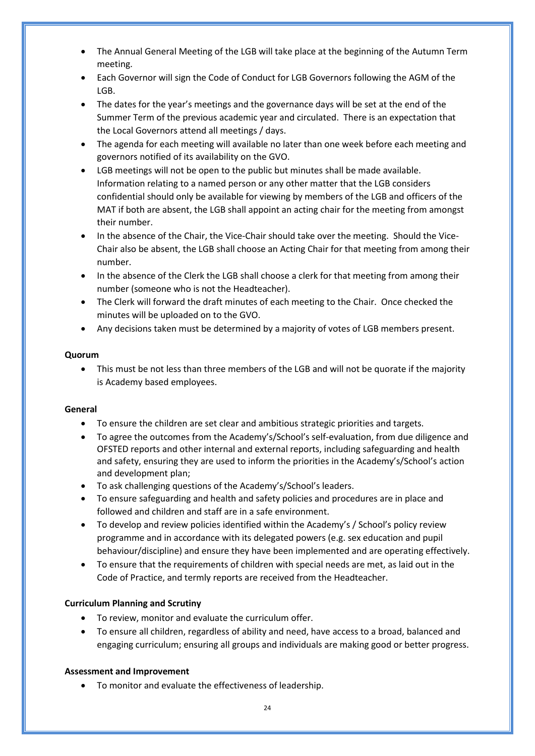- The Annual General Meeting of the LGB will take place at the beginning of the Autumn Term meeting.
- Each Governor will sign the Code of Conduct for LGB Governors following the AGM of the LGB.
- The dates for the year's meetings and the governance days will be set at the end of the Summer Term of the previous academic year and circulated. There is an expectation that the Local Governors attend all meetings / days.
- The agenda for each meeting will available no later than one week before each meeting and governors notified of its availability on the GVO.
- LGB meetings will not be open to the public but minutes shall be made available. Information relating to a named person or any other matter that the LGB considers confidential should only be available for viewing by members of the LGB and officers of the MAT if both are absent, the LGB shall appoint an acting chair for the meeting from amongst their number.
- In the absence of the Chair, the Vice-Chair should take over the meeting. Should the Vice-Chair also be absent, the LGB shall choose an Acting Chair for that meeting from among their number.
- In the absence of the Clerk the LGB shall choose a clerk for that meeting from among their number (someone who is not the Headteacher).
- The Clerk will forward the draft minutes of each meeting to the Chair. Once checked the minutes will be uploaded on to the GVO.
- Any decisions taken must be determined by a majority of votes of LGB members present.

**Quorum**

- This must be not less than three members of the LGB and will not be quorate if the majority is Academy based employees.

**General**

- To ensure the children are set clear and ambitious strategic priorities and targets.
- To agree the outcomes from the Academy's/School's self-evaluation, from due diligence and OFSTED reports and other internal and external reports, including safeguarding and health and safety, ensuring they are used to inform the priorities in the Academy's/School's action and development plan;
- To ask challenging questions of the Academy's/School's leaders.
- To ensure safeguarding and health and safety policies and procedures are in place and followed and children and staff are in a safe environment.
- To develop and review policies identified within the Academy's / School's policy review programme and in accordance with its delegated powers (e.g. sex education and pupil behaviour/discipline) and ensure they have been implemented and are operating effectively.
- To ensure that the requirements of children with special needs are met, as laid out in the Code of Practice, and termly reports are received from the Headteacher.

**Curriculum Planning and Scrutiny**

- To review, monitor and evaluate the curriculum offer.
- To ensure all children, regardless of ability and need, have access to a broad, balanced and engaging curriculum; ensuring all groups and individuals are making good or better progress.

**Assessment and Improvement**

- To monitor and evaluate the effectiveness of leadership.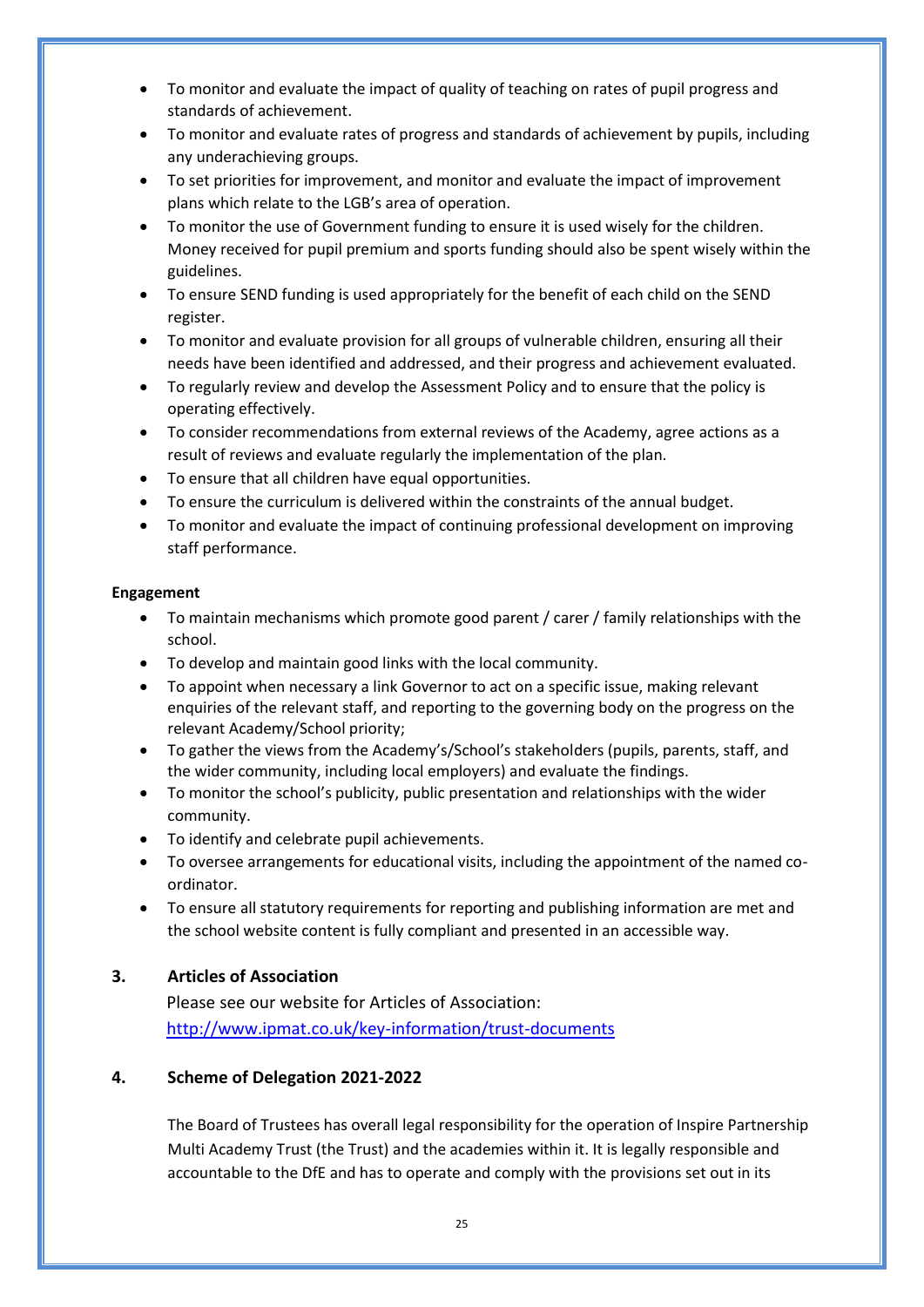- To monitor and evaluate the impact of quality of teaching on rates of pupil progress and standards of achievement.
- To monitor and evaluate rates of progress and standards of achievement by pupils, including any underachieving groups.
- To set priorities for improvement, and monitor and evaluate the impact of improvement plans which relate to the LGB's area of operation.
- To monitor the use of Government funding to ensure it is used wisely for the children. Money received for pupil premium and sports funding should also be spent wisely within the guidelines.
- To ensure SEND funding is used appropriately for the benefit of each child on the SEND register.
- To monitor and evaluate provision for all groups of vulnerable children, ensuring all their needs have been identified and addressed, and their progress and achievement evaluated.
- To regularly review and develop the Assessment Policy and to ensure that the policy is operating effectively.
- To consider recommendations from external reviews of the Academy, agree actions as a result of reviews and evaluate regularly the implementation of the plan.
- To ensure that all children have equal opportunities.
- To ensure the curriculum is delivered within the constraints of the annual budget.
- To monitor and evaluate the impact of continuing professional development on improving staff performance.

**Engagement**

- To maintain mechanisms which promote good parent / carer / family relationships with the school.
- To develop and maintain good links with the local community.
- To appoint when necessary a link Governor to act on a specific issue, making relevant enquiries of the relevant staff, and reporting to the governing body on the progress on the relevant Academy/School priority;
- To gather the views from the Academy's/School's stakeholders (pupils, parents, staff, and the wider community, including local employers) and evaluate the findings.
- To monitor the school's publicity, public presentation and relationships with the wider community.
- To identify and celebrate pupil achievements.
- To oversee arrangements for educational visits, including the appointment of the named co-ordinator.
- To ensure all statutory requirements for reporting and publishing information are met and the school website content is fully compliant and presented in an accessible way.

## 3. Articles of Association

Please see our website for Articles of Association:
http://www.ipmat.co.uk/key-information/trust-documents

## 4. Scheme of Delegation 2021-2022

The Board of Trustees has overall legal responsibility for the operation of Inspire Partnership Multi Academy Trust (the Trust) and the academies within it. It is legally responsible and accountable to the DfE and has to operate and comply with the provisions set out in its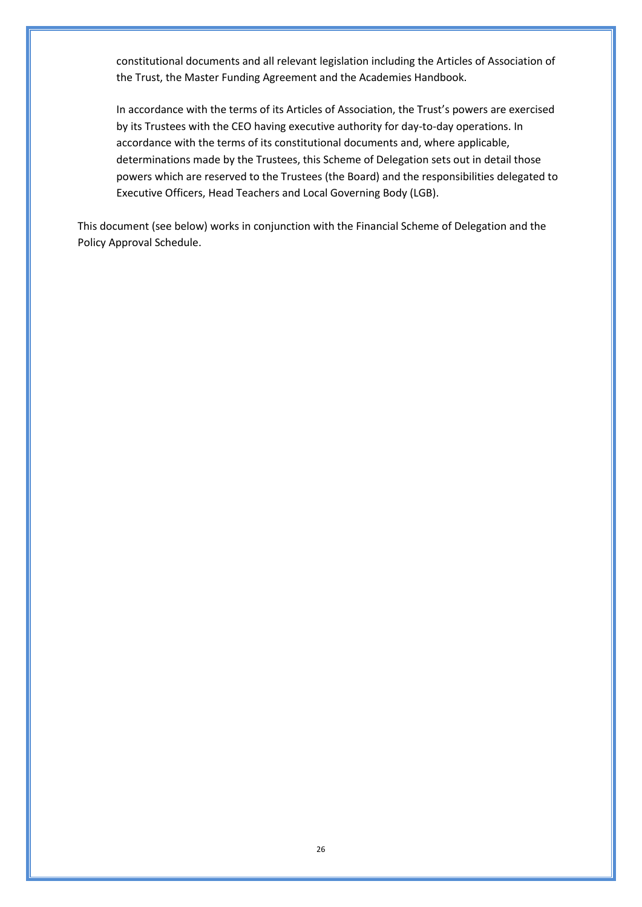constitutional documents and all relevant legislation including the Articles of Association of the Trust, the Master Funding Agreement and the Academies Handbook.

In accordance with the terms of its Articles of Association, the Trust's powers are exercised by its Trustees with the CEO having executive authority for day-to-day operations. In accordance with the terms of its constitutional documents and, where applicable, determinations made by the Trustees, this Scheme of Delegation sets out in detail those powers which are reserved to the Trustees (the Board) and the responsibilities delegated to Executive Officers, Head Teachers and Local Governing Body (LGB).

This document (see below) works in conjunction with the Financial Scheme of Delegation and the Policy Approval Schedule.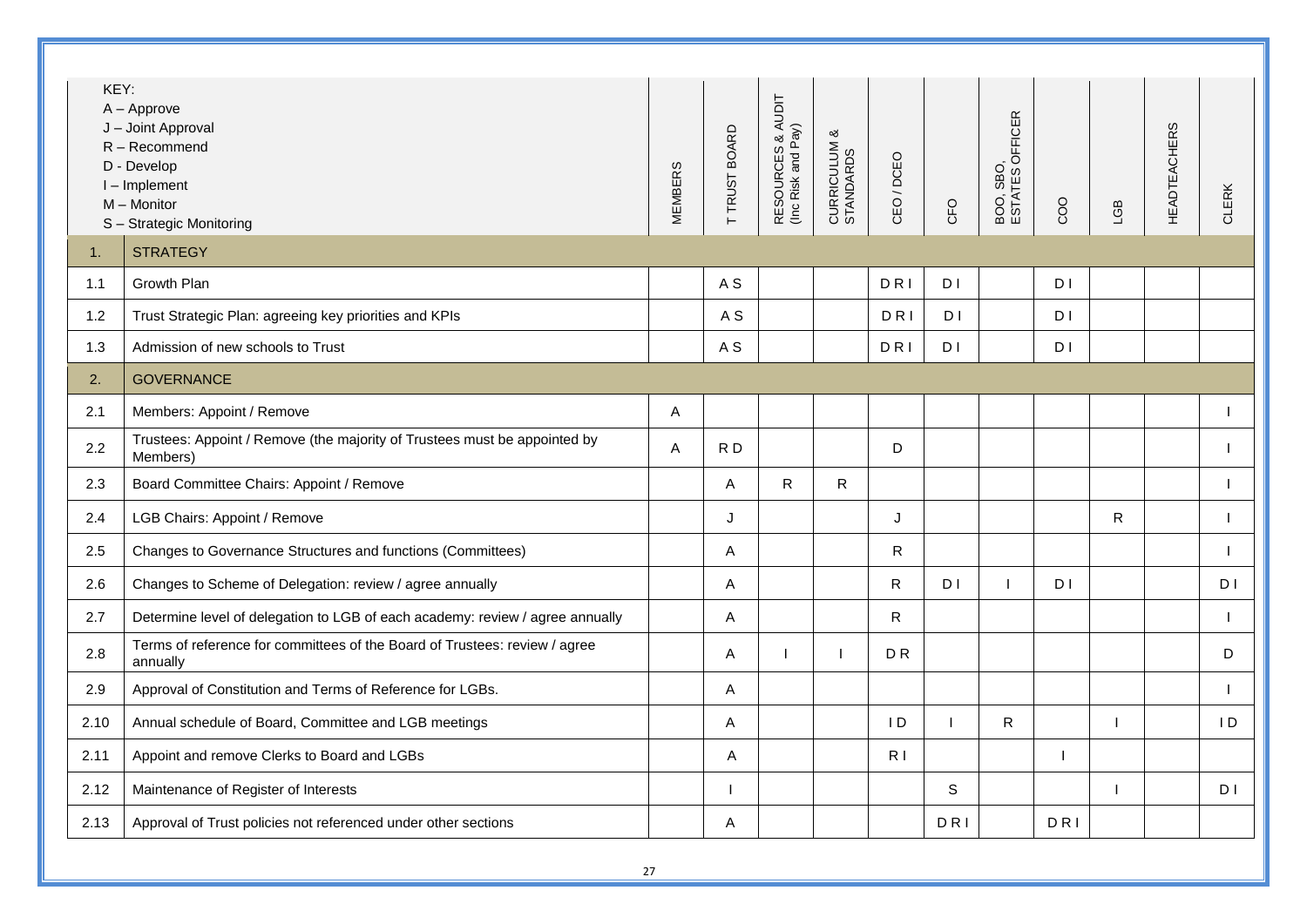| KEY:<br>A – Approve<br>J – Joint Approval<br>R – Recommend<br>D - Develop<br>I – Implement<br>M – Monitor<br>S – Strategic Monitoring | | MEMBERS | T TRUST BOARD | RESOURCES & AUDIT (Inc Risk and Pay) | CURRICULUM & STANDARDS | CEO / DCEO | CFO | BOO, SBO, ESTATES OFFICER | COO | LGB | HEADTEACHERS | CLERK |
|---|---|---|---|---|---|---|---|---|---|---|---|---|
| 1. | STRATEGY | | | | | | | | | | | |
| 1.1 | Growth Plan | | A S | | | D R I | D I | | D I | | | |
| 1.2 | Trust Strategic Plan: agreeing key priorities and KPIs | | A S | | | D R I | D I | | D I | | | |
| 1.3 | Admission of new schools to Trust | | A S | | | D R I | D I | | D I | | | |
| 2. | GOVERNANCE | | | | | | | | | | | |
| 2.1 | Members: Appoint / Remove | A | | | | | | | | | | I |
| 2.2 | Trustees: Appoint / Remove (the majority of Trustees must be appointed by Members) | A | R D | | | D | | | | | | I |
| 2.3 | Board Committee Chairs: Appoint / Remove | | A | R | R | | | | | | | I |
| 2.4 | LGB Chairs: Appoint / Remove | | J | | | J | | | | R | | I |
| 2.5 | Changes to Governance Structures and functions (Committees) | | A | | | R | | | | | | I |
| 2.6 | Changes to Scheme of Delegation: review / agree annually | | A | | | R | D I | I | D I | | | D I |
| 2.7 | Determine level of delegation to LGB of each academy: review / agree annually | | A | | | R | | | | | | I |
| 2.8 | Terms of reference for committees of the Board of Trustees: review / agree annually | | A | I | I | D R | | | | | | D |
| 2.9 | Approval of Constitution and Terms of Reference for LGBs. | | A | | | | | | | | | I |
| 2.10 | Annual schedule of Board, Committee and LGB meetings | | A | | | I D | I | R | | I | | I D |
| 2.11 | Appoint and remove Clerks to Board and LGBs | | A | | | R I | | | I | | | |
| 2.12 | Maintenance of Register of Interests | | I | | | | S | | | I | | D I |
| 2.13 | Approval of Trust policies not referenced under other sections | | A | | | | D R I | | D R I | | | |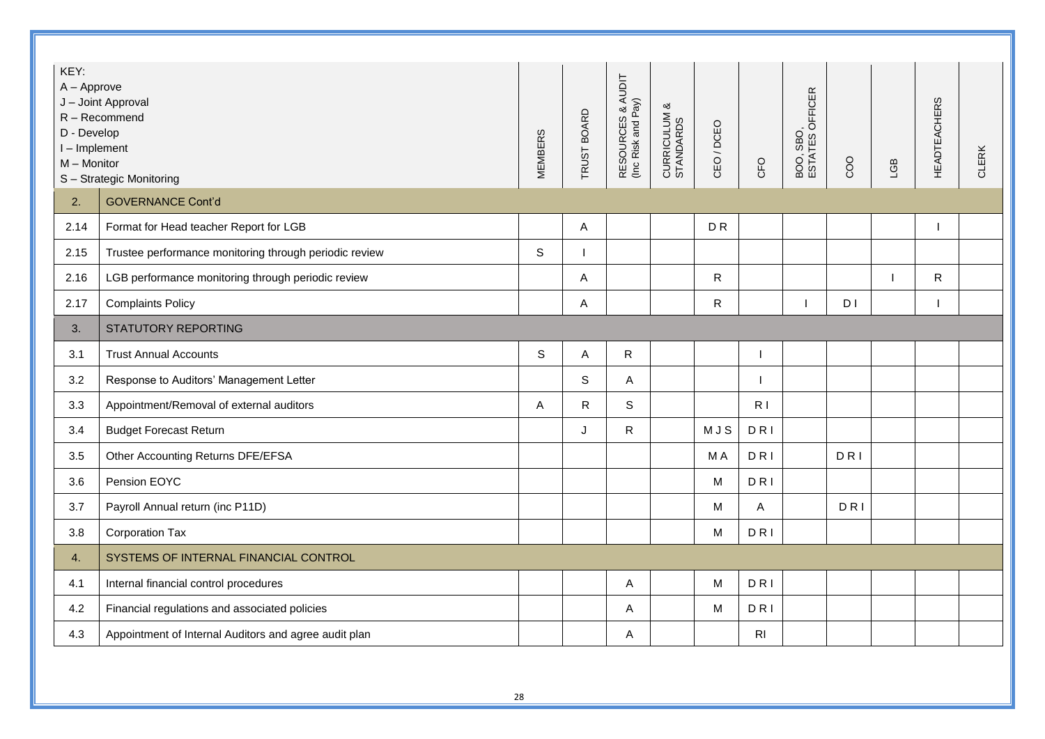| KEY:<br>A – Approve<br>J – Joint Approval<br>R – Recommend<br>D - Develop<br>I – Implement<br>M – Monitor<br>S – Strategic Monitoring | | MEMBERS | TRUST BOARD | RESOURCES & AUDIT (inc Risk and Pay) | CURRICULUM & STANDARDS | CEO / DCEO | CFO | BOO, SBO, ESTATES OFFICER | COO | LGB | HEADTEACHERS | CLERK |
|---|---|---|---|---|---|---|---|---|---|---|---|---|
| 2. | GOVERNANCE Cont'd | | | | | | | | | | | |
| 2.14 | Format for Head teacher Report for LGB | | A | | | D R | | | | | I | |
| 2.15 | Trustee performance monitoring through periodic review | S | I | | | | | | | | | |
| 2.16 | LGB performance monitoring through periodic review | | A | | | R | | | | I | R | |
| 2.17 | Complaints Policy | | A | | | R | | I | D I | | I | |
| 3. | STATUTORY REPORTING | | | | | | | | | | | |
| 3.1 | Trust Annual Accounts | S | A | R | | | I | | | | | |
| 3.2 | Response to Auditors' Management Letter | | S | A | | | I | | | | | |
| 3.3 | Appointment/Removal of external auditors | A | R | S | | | R I | | | | | |
| 3.4 | Budget Forecast Return | | J | R | | M J S | D R I | | | | | |
| 3.5 | Other Accounting Returns DFE/EFSA | | | | | M A | D R I | | D R I | | | |
| 3.6 | Pension EOYC | | | | | M | D R I | | | | | |
| 3.7 | Payroll Annual return (inc P11D) | | | | | M | A | | D R I | | | |
| 3.8 | Corporation Tax | | | | | M | D R I | | | | | |
| 4. | SYSTEMS OF INTERNAL FINANCIAL CONTROL | | | | | | | | | | | |
| 4.1 | Internal financial control procedures | | | A | | M | D R I | | | | | |
| 4.2 | Financial regulations and associated policies | | | A | | M | D R I | | | | | |
| 4.3 | Appointment of Internal Auditors and agree audit plan | | | A | | | RI | | | | | |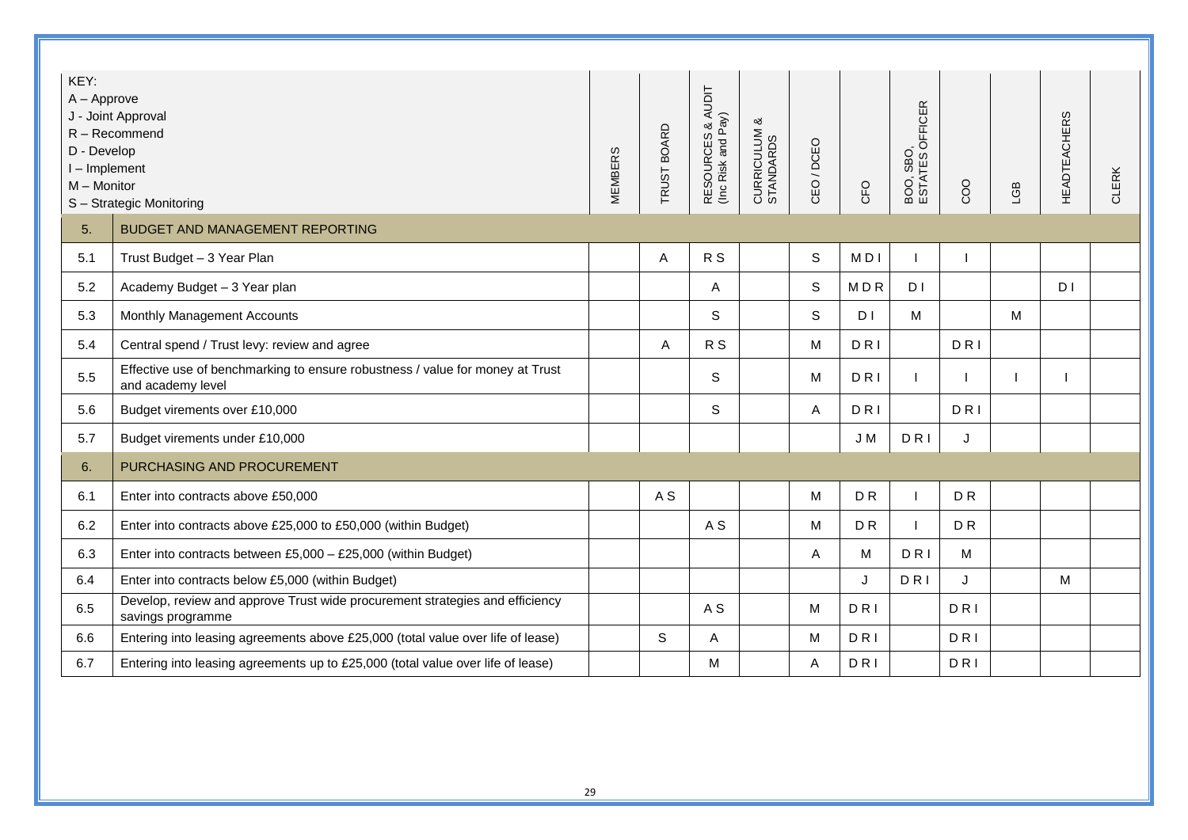| KEY:<br>A – Approve<br>J - Joint Approval<br>R – Recommend<br>D - Develop<br>I – Implement<br>M – Monitor<br>S – Strategic Monitoring | | MEMBERS | TRUST BOARD | RESOURCES & AUDIT (Inc Risk and Pay) | CURRICULUM & STANDARDS | CEO / DCEO | CFO | BOO, SBO, ESTATES OFFICER | COO | LGB | HEADTEACHERS | CLERK |
|---|---|---|---|---|---|---|---|---|---|---|---|---|
| 5. | BUDGET AND MANAGEMENT REPORTING | | | | | | | | | | | |
| 5.1 | Trust Budget – 3 Year Plan | | A | R S | | S | M D I | I | I | | | |
| 5.2 | Academy Budget – 3 Year plan | | | A | | S | M D R | D I | | | D I | |
| 5.3 | Monthly Management Accounts | | | S | | S | D I | M | | M | | |
| 5.4 | Central spend / Trust levy: review and agree | | A | R S | | M | D R I | | D R I | | | |
| 5.5 | Effective use of benchmarking to ensure robustness / value for money at Trust and academy level | | | S | | M | D R I | I | I | I | I | |
| 5.6 | Budget virements over £10,000 | | | S | | A | D R I | | D R I | | | |
| 5.7 | Budget virements under £10,000 | | | | | | J M | D R I | J | | | |
| 6. | PURCHASING AND PROCUREMENT | | | | | | | | | | | |
| 6.1 | Enter into contracts above £50,000 | | A S | | | M | D R | I | D R | | | |
| 6.2 | Enter into contracts above £25,000 to £50,000 (within Budget) | | | A S | | M | D R | I | D R | | | |
| 6.3 | Enter into contracts between £5,000 – £25,000 (within Budget) | | | | | A | M | D R I | M | | | |
| 6.4 | Enter into contracts below £5,000 (within Budget) | | | | | | J | D R I | J | | M | |
| 6.5 | Develop, review and approve Trust wide procurement strategies and efficiency savings programme | | | A S | | M | D R I | | D R I | | | |
| 6.6 | Entering into leasing agreements above £25,000 (total value over life of lease) | | S | A | | M | D R I | | D R I | | | |
| 6.7 | Entering into leasing agreements up to £25,000 (total value over life of lease) | | | M | | A | D R I | | D R I | | | |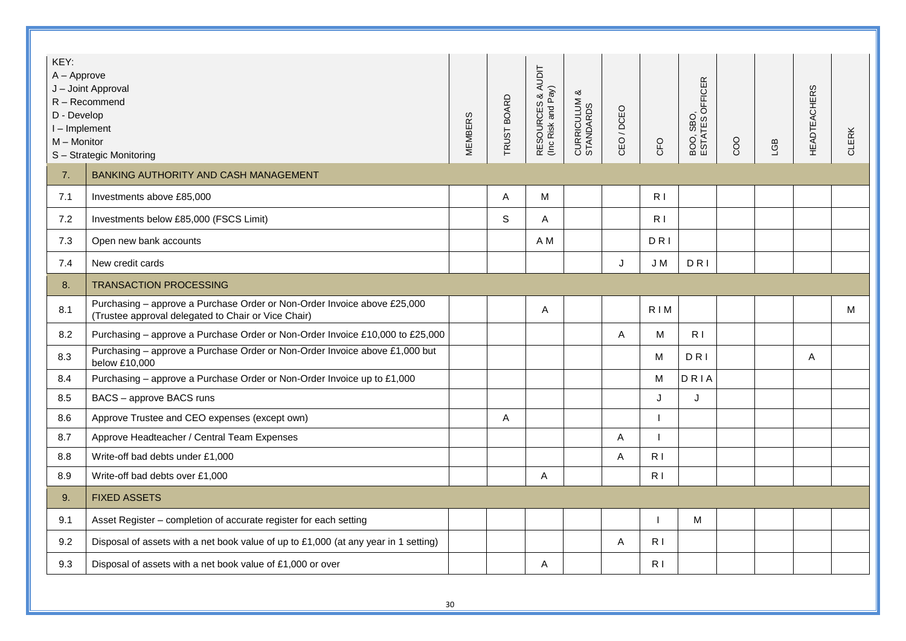| KEY: A – Approve J – Joint Approval R – Recommend D - Develop I – Implement M – Monitor S – Strategic Monitoring | | MEMBERS | TRUST BOARD | RESOURCES & AUDIT (Inc Risk and Pay) | CURRICULUM & STANDARDS | CEO / DCEO | CFO | BOO, SBO, ESTATES OFFICER | COO | LGB | HEADTEACHERS | CLERK |
|---|---|---|---|---|---|---|---|---|---|---|---|---|
| 7. | BANKING AUTHORITY AND CASH MANAGEMENT | | | | | | | | | | | |
| 7.1 | Investments above £85,000 | | A | M | | | R I | | | | | |
| 7.2 | Investments below £85,000 (FSCS Limit) | | S | A | | | R I | | | | | |
| 7.3 | Open new bank accounts | | | A M | | | D R I | | | | | |
| 7.4 | New credit cards | | | | | J | J M | D R I | | | | |
| 8. | TRANSACTION PROCESSING | | | | | | | | | | | |
| 8.1 | Purchasing – approve a Purchase Order or Non-Order Invoice above £25,000 (Trustee approval delegated to Chair or Vice Chair) | | | A | | | R I M | | | | | M |
| 8.2 | Purchasing – approve a Purchase Order or Non-Order Invoice £10,000 to £25,000 | | | | | A | M | R I | | | | |
| 8.3 | Purchasing – approve a Purchase Order or Non-Order Invoice above £1,000 but below £10,000 | | | | | | M | D R I | | | A | |
| 8.4 | Purchasing – approve a Purchase Order or Non-Order Invoice up to £1,000 | | | | | | M | D R I A | | | | |
| 8.5 | BACS – approve BACS runs | | | | | | J | J | | | | |
| 8.6 | Approve Trustee and CEO expenses (except own) | | A | | | | I | | | | | |
| 8.7 | Approve Headteacher / Central Team Expenses | | | | | A | I | | | | | |
| 8.8 | Write-off bad debts under £1,000 | | | | | A | R I | | | | | |
| 8.9 | Write-off bad debts over £1,000 | | | A | | | R I | | | | | |
| 9. | FIXED ASSETS | | | | | | | | | | | |
| 9.1 | Asset Register – completion of accurate register for each setting | | | | | | I | M | | | | |
| 9.2 | Disposal of assets with a net book value of up to £1,000 (at any year in 1 setting) | | | | | A | R I | | | | | |
| 9.3 | Disposal of assets with a net book value of £1,000 or over | | | A | | | R I | | | | | |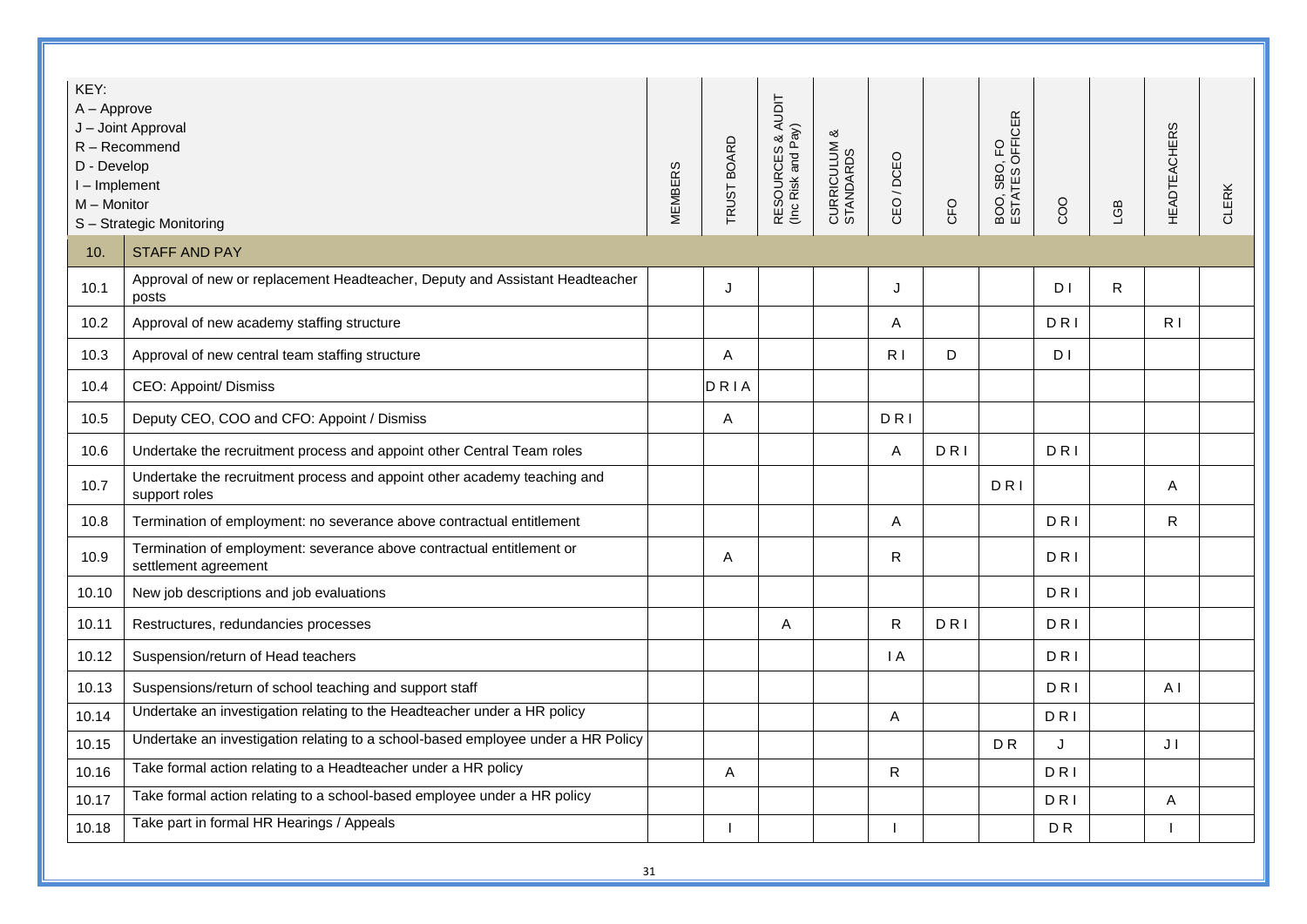| KEY:<br>A – Approve<br>J – Joint Approval<br>R – Recommend<br>D - Develop<br>I – Implement<br>M – Monitor<br>S – Strategic Monitoring | | MEMBERS | TRUST BOARD | RESOURCES & AUDIT (Inc Risk and Pay) | CURRICULUM & STANDARDS | CEO / DCEO | CFO | BOO, SBO, FO ESTATES OFFICER | COO | LGB | HEADTEACHERS | CLERK |
|---|---|---|---|---|---|---|---|---|---|---|---|---|
| 10. | STAFF AND PAY | | | | | | | | | | | |
| 10.1 | Approval of new or replacement Headteacher, Deputy and Assistant Headteacher posts | | J | | | J | | | D I | R | | |
| 10.2 | Approval of new academy staffing structure | | | | | A | | | D R I | | R I | |
| 10.3 | Approval of new central team staffing structure | | A | | | R I | D | | D I | | | |
| 10.4 | CEO: Appoint/ Dismiss | | D R I A | | | | | | | | | |
| 10.5 | Deputy CEO, COO and CFO: Appoint / Dismiss | | A | | | D R I | | | | | | |
| 10.6 | Undertake the recruitment process and appoint other Central Team roles | | | | | A | D R I | | D R I | | | |
| 10.7 | Undertake the recruitment process and appoint other academy teaching and support roles | | | | | | | D R I | | | A | |
| 10.8 | Termination of employment: no severance above contractual entitlement | | | | | A | | | D R I | | R | |
| 10.9 | Termination of employment: severance above contractual entitlement or settlement agreement | | A | | | R | | | D R I | | | |
| 10.10 | New job descriptions and job evaluations | | | | | | | | D R I | | | |
| 10.11 | Restructures, redundancies processes | | | A | | R | D R I | | D R I | | | |
| 10.12 | Suspension/return of Head teachers | | | | | I A | | | D R I | | | |
| 10.13 | Suspensions/return of school teaching and support staff | | | | | | | | D R I | | A I | |
| 10.14 | Undertake an investigation relating to the Headteacher under a HR policy | | | | | A | | | D R I | | | |
| 10.15 | Undertake an investigation relating to a school-based employee under a HR Policy | | | | | | | D R | J | | J I | |
| 10.16 | Take formal action relating to a Headteacher under a HR policy | | A | | | R | | | D R I | | | |
| 10.17 | Take formal action relating to a school-based employee under a HR policy | | | | | | | | D R I | | A | |
| 10.18 | Take part in formal HR Hearings / Appeals | | I | | | I | | | D R | | I | |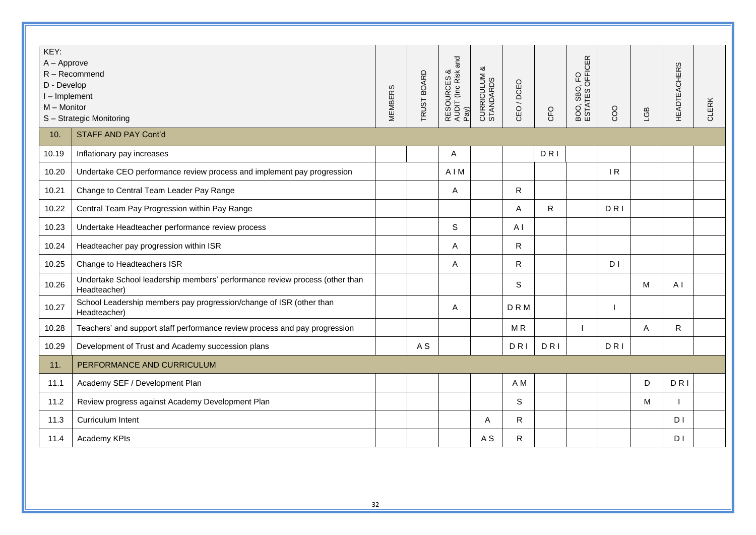| KEY: A – Approve R – Recommend D - Develop I – Implement M – Monitor S – Strategic Monitoring | | MEMBERS | TRUST BOARD | RESOURCES & AUDIT (Inc Risk and Pay) | CURRICULUM & STANDARDS | CEO / DCEO | CFO | BOO, SBO, FO ESTATES OFFICER | COO | LGB | HEADTEACHERS | CLERK |
|---|---|---|---|---|---|---|---|---|---|---|---|---|
| 10. | STAFF AND PAY Cont'd | | | | | | | | | | | |
| 10.19 | Inflationary pay increases | | | A | | | D R I | | | | | |
| 10.20 | Undertake CEO performance review process and implement pay progression | | | A I M | | | | | I R | | | |
| 10.21 | Change to Central Team Leader Pay Range | | | A | | R | | | | | | |
| 10.22 | Central Team Pay Progression within Pay Range | | | | | A | R | | D R I | | | |
| 10.23 | Undertake Headteacher performance review process | | | S | | A I | | | | | | |
| 10.24 | Headteacher pay progression within ISR | | | A | | R | | | | | | |
| 10.25 | Change to Headteachers ISR | | | A | | R | | | D I | | | |
| 10.26 | Undertake School leadership members' performance review process (other than Headteacher) | | | | | S | | | | M | A I | |
| 10.27 | School Leadership members pay progression/change of ISR (other than Headteacher) | | | A | | D R M | | | I | | | |
| 10.28 | Teachers' and support staff performance review process and pay progression | | | | | M R | | I | | A | R | |
| 10.29 | Development of Trust and Academy succession plans | | A S | | | D R I | D R I | | D R I | | | |
| 11. | PERFORMANCE AND CURRICULUM | | | | | | | | | | | |
| 11.1 | Academy SEF / Development Plan | | | | | A M | | | | D | D R I | |
| 11.2 | Review progress against Academy Development Plan | | | | | S | | | | M | I | |
| 11.3 | Curriculum Intent | | | | A | R | | | | | D I | |
| 11.4 | Academy KPIs | | | | A S | R | | | | | D I | |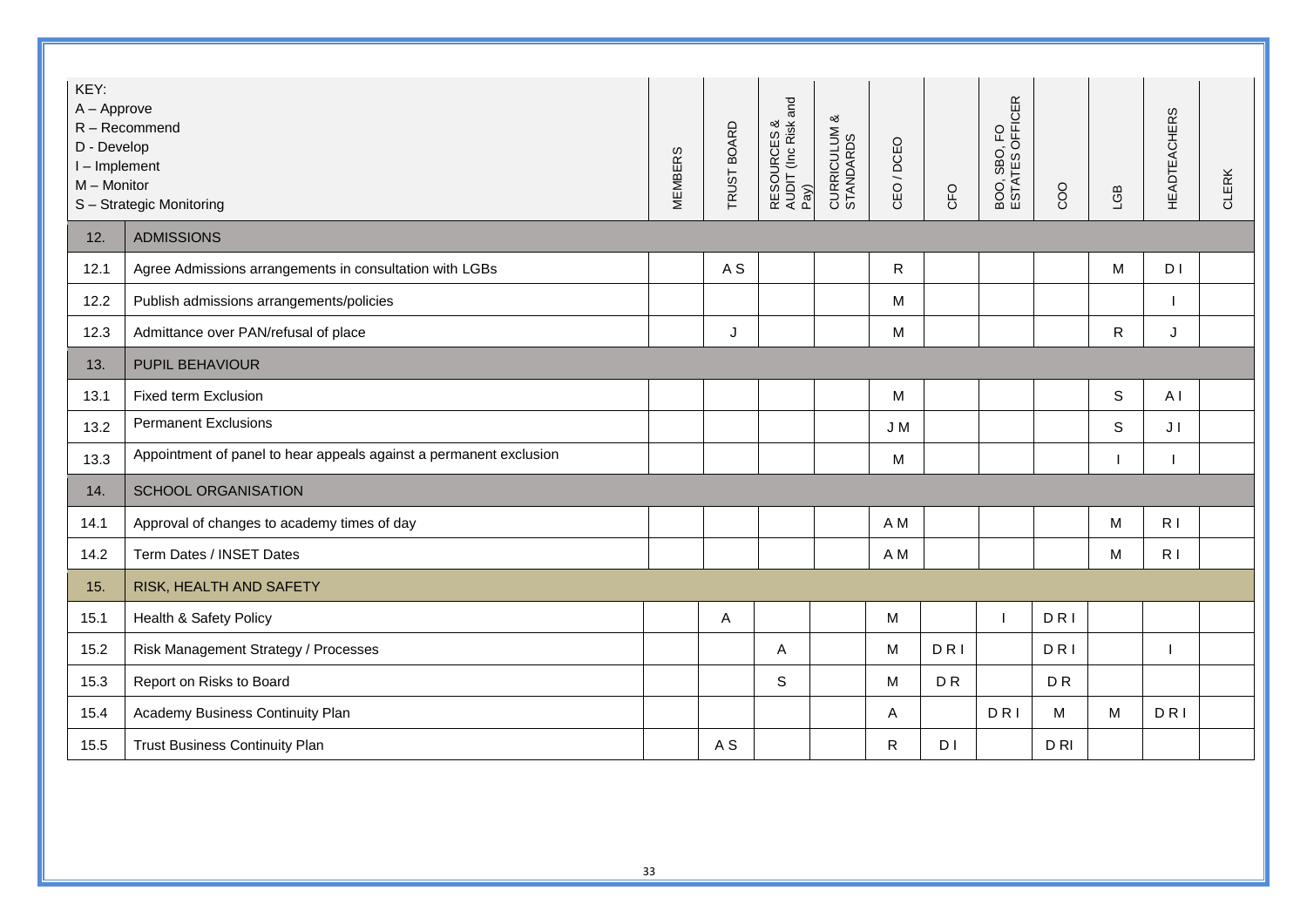| KEY:<br>A – Approve<br>R – Recommend<br>D - Develop<br>I – Implement<br>M – Monitor<br>S – Strategic Monitoring | | MEMBERS | TRUST BOARD | RESOURCES & AUDIT (Inc Risk and Pay) | CURRICULUM & STANDARDS | CEO / DCEO | CFO | BOO, SBO, FO ESTATES OFFICER | COO | LGB | HEADTEACHERS | CLERK |
|---|---|---|---|---|---|---|---|---|---|---|---|---|
| 12. | ADMISSIONS | | | | | | | | | | | |
| 12.1 | Agree Admissions arrangements in consultation with LGBs | | A S | | | R | | | | M | D I | |
| 12.2 | Publish admissions arrangements/policies | | | | | M | | | | | I | |
| 12.3 | Admittance over PAN/refusal of place | | J | | | M | | | | R | J | |
| 13. | PUPIL BEHAVIOUR | | | | | | | | | | | |
| 13.1 | Fixed term Exclusion | | | | | M | | | | S | A I | |
| 13.2 | Permanent Exclusions | | | | | J M | | | | S | J I | |
| 13.3 | Appointment of panel to hear appeals against a permanent exclusion | | | | | M | | | | I | I | |
| 14. | SCHOOL ORGANISATION | | | | | | | | | | | |
| 14.1 | Approval of changes to academy times of day | | | | | A M | | | | M | R I | |
| 14.2 | Term Dates / INSET Dates | | | | | A M | | | | M | R I | |
| 15. | RISK, HEALTH AND SAFETY | | | | | | | | | | | |
| 15.1 | Health & Safety Policy | | A | | | M | | I | D R I | | | |
| 15.2 | Risk Management Strategy / Processes | | | A | | M | D R I | | D R I | | I | |
| 15.3 | Report on Risks to Board | | | S | | M | D R | | D R | | | |
| 15.4 | Academy Business Continuity Plan | | | | | A | | D R I | M | M | D R I | |
| 15.5 | Trust Business Continuity Plan | | A S | | | R | D I | | D RI | | | |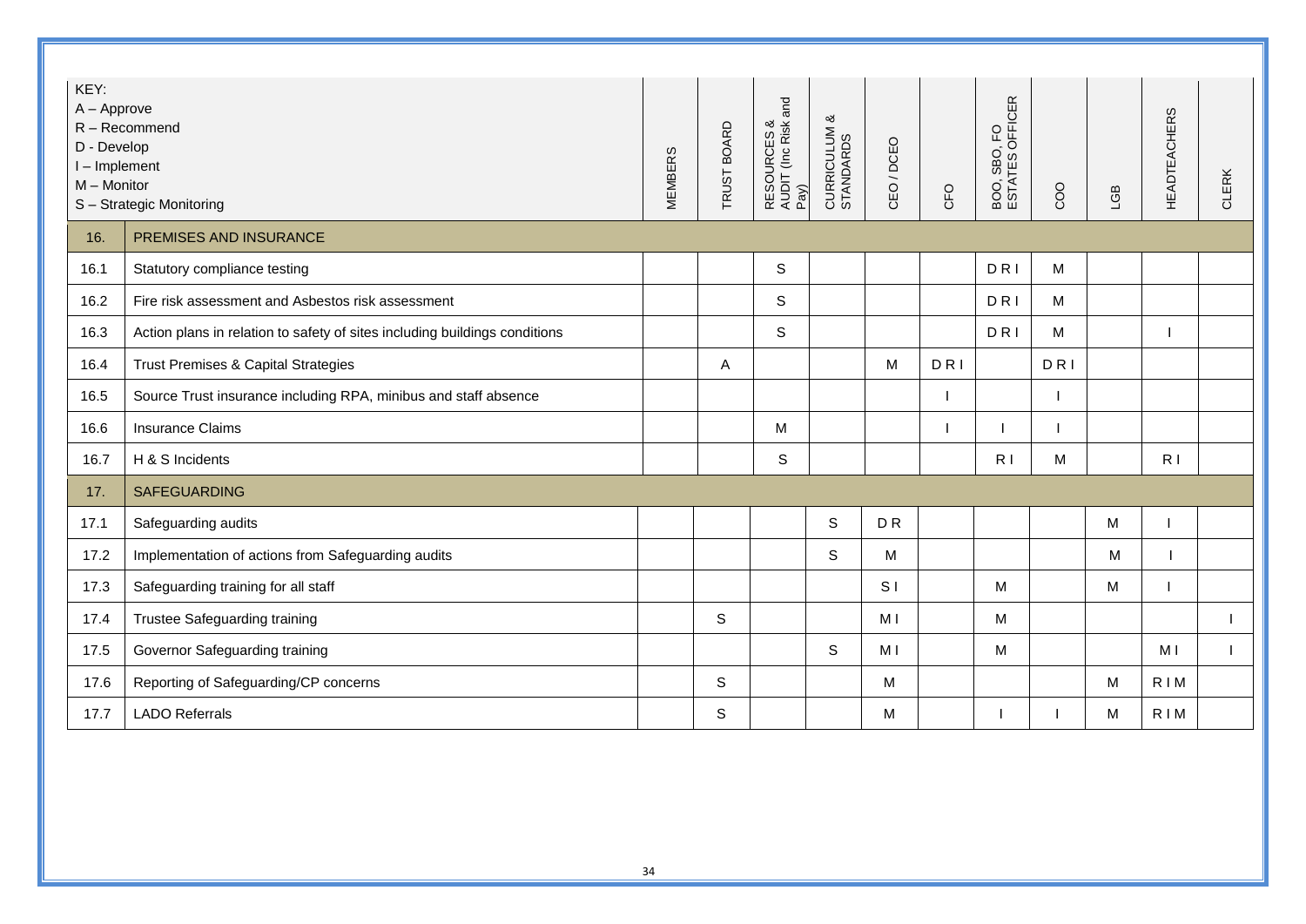| KEY:<br>A – Approve<br>R – Recommend<br>D - Develop<br>I – Implement<br>M – Monitor<br>S – Strategic Monitoring | | MEMBERS | TRUST BOARD | RESOURCES & AUDIT (Inc Risk and Pay) | CURRICULUM & STANDARDS | CEO / DCEO | CFO | BOO, SBO, FO ESTATES OFFICER | COO | LGB | HEADTEACHERS | CLERK |
|---|---|---|---|---|---|---|---|---|---|---|---|---|
| 16. | PREMISES AND INSURANCE | | | | | | | | | | | |
| 16.1 | Statutory compliance testing | | | S | | | | D R I | M | | | |
| 16.2 | Fire risk assessment and Asbestos risk assessment | | | S | | | | D R I | M | | | |
| 16.3 | Action plans in relation to safety of sites including buildings conditions | | | S | | | | D R I | M | | I | |
| 16.4 | Trust Premises & Capital Strategies | | A | | | M | D R I | | D R I | | | |
| 16.5 | Source Trust insurance including RPA, minibus and staff absence | | | | | | I | | I | | | |
| 16.6 | Insurance Claims | | | M | | | I | I | I | | | |
| 16.7 | H & S Incidents | | | S | | | | R I | M | | R I | |
| 17. | SAFEGUARDING | | | | | | | | | | | |
| 17.1 | Safeguarding audits | | | | S | D R | | | | M | I | |
| 17.2 | Implementation of actions from Safeguarding audits | | | | S | M | | | | M | I | |
| 17.3 | Safeguarding training for all staff | | | | | S I | | M | | M | I | |
| 17.4 | Trustee Safeguarding training | | S | | | M I | | M | | | | I |
| 17.5 | Governor Safeguarding training | | | | S | M I | | M | | | M I | I |
| 17.6 | Reporting of Safeguarding/CP concerns | | S | | | M | | | | M | R I M | |
| 17.7 | LADO Referrals | | S | | | M | | I | I | M | R I M | |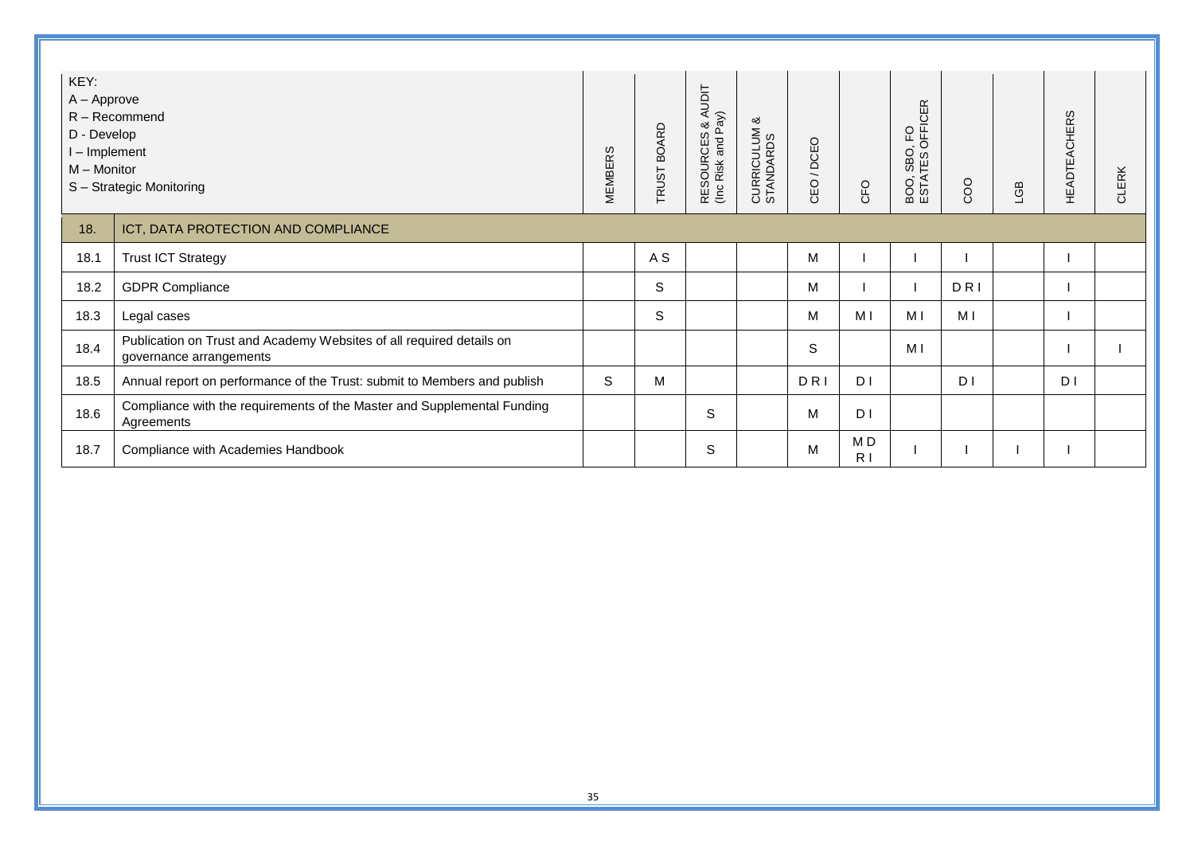| KEY: A – Approve R – Recommend D - Develop I – Implement M – Monitor S – Strategic Monitoring | | MEMBERS | TRUST BOARD | RESOURCES & AUDIT (Inc Risk and Pay) | CURRICULUM & STANDARDS | CEO / DCEO | CFO | BOO, SBO, FO ESTATES OFFICER | COO | LGB | HEADTEACHERS | CLERK |
|---|---|---|---|---|---|---|---|---|---|---|---|---|
| 18. | ICT, DATA PROTECTION AND COMPLIANCE | | | | | | | | | | | |
| 18.1 | Trust ICT Strategy | | A S | | | M | I | I | I | | I | |
| 18.2 | GDPR Compliance | | S | | | M | I | I | D R I | | I | |
| 18.3 | Legal cases | | S | | | M | M I | M I | M I | | I | |
| 18.4 | Publication on Trust and Academy Websites of all required details on governance arrangements | | | | | S | | M I | | | I | I |
| 18.5 | Annual report on performance of the Trust: submit to Members and publish | S | M | | | D R I | D I | | D I | | D I | |
| 18.6 | Compliance with the requirements of the Master and Supplemental Funding Agreements | | | S | | M | D I | | | | | |
| 18.7 | Compliance with Academies Handbook | | | S | | M | M D R I | I | I | I | I | |